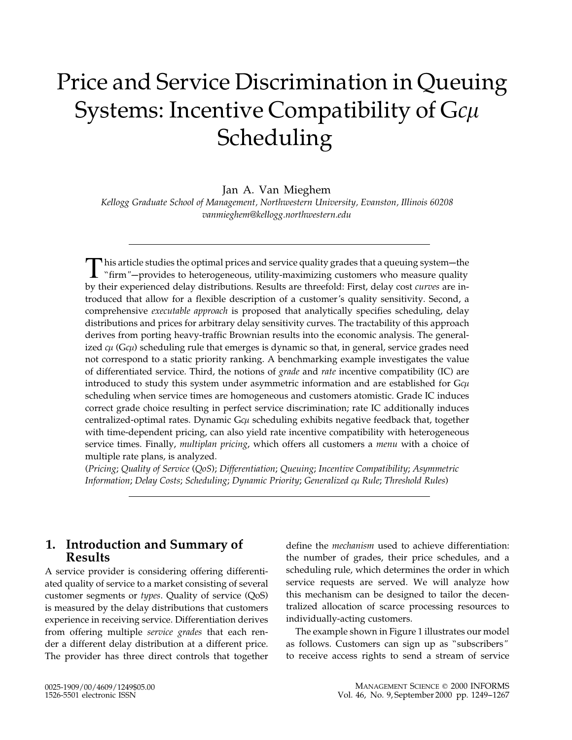# Price and Service Discrimination in Queuing Systems: Incentive Compatibility of G$c\mu$ Scheduling

Jan A. Van Mieghem

*Kellogg Graduate School of Management, Northwestern University, Evanston, Illinois 60208*
*vanmieghem@kellogg.northwestern.edu*

---

This article studies the optimal prices and service quality grades that a queuing system—the "firm"—provides to heterogeneous, utility-maximizing customers who measure quality by their experienced delay distributions. Results are threefold: First, delay cost *curves* are introduced that allow for a flexible description of a customer's quality sensitivity. Second, a comprehensive *executable approach* is proposed that analytically specifies scheduling, delay distributions and prices for arbitrary delay sensitivity curves. The tractability of this approach derives from porting heavy-traffic Brownian results into the economic analysis. The generalized $c\mu$ (G$c\mu$) scheduling rule that emerges is dynamic so that, in general, service grades need not correspond to a static priority ranking. A benchmarking example investigates the value of differentiated service. Third, the notions of *grade* and *rate* incentive compatibility (IC) are introduced to study this system under asymmetric information and are established for G$c\mu$ scheduling when service times are homogeneous and customers atomistic. Grade IC induces correct grade choice resulting in perfect service discrimination; rate IC additionally induces centralized-optimal rates. Dynamic G$c\mu$ scheduling exhibits negative feedback that, together with time-dependent pricing, can also yield rate incentive compatibility with heterogeneous service times. Finally, *multiplan pricing*, which offers all customers a *menu* with a choice of multiple rate plans, is analyzed.

(*Pricing*; *Quality of Service* (*QoS*); *Differentiation*; *Queuing*; *Incentive Compatibility*; *Asymmetric Information*; *Delay Costs*; *Scheduling*; *Dynamic Priority*; *Generalized $c\mu$ Rule*; *Threshold Rules*)

---

## 1. Introduction and Summary of Results

A service provider is considering offering differentiated quality of service to a market consisting of several customer segments or *types*. Quality of service (QoS) is measured by the delay distributions that customers experience in receiving service. Differentiation derives from offering multiple *service grades* that each render a different delay distribution at a different price. The provider has three direct controls that together define the *mechanism* used to achieve differentiation: the number of grades, their price schedules, and a scheduling rule, which determines the order in which service requests are served. We will analyze how this mechanism can be designed to tailor the decentralized allocation of scarce processing resources to individually-acting customers.

The example shown in Figure 1 illustrates our model as follows. Customers can sign up as "subscribers" to receive access rights to send a stream of service

0025-1909/00/4609/1249$05.00
1526-5501 electronic ISSN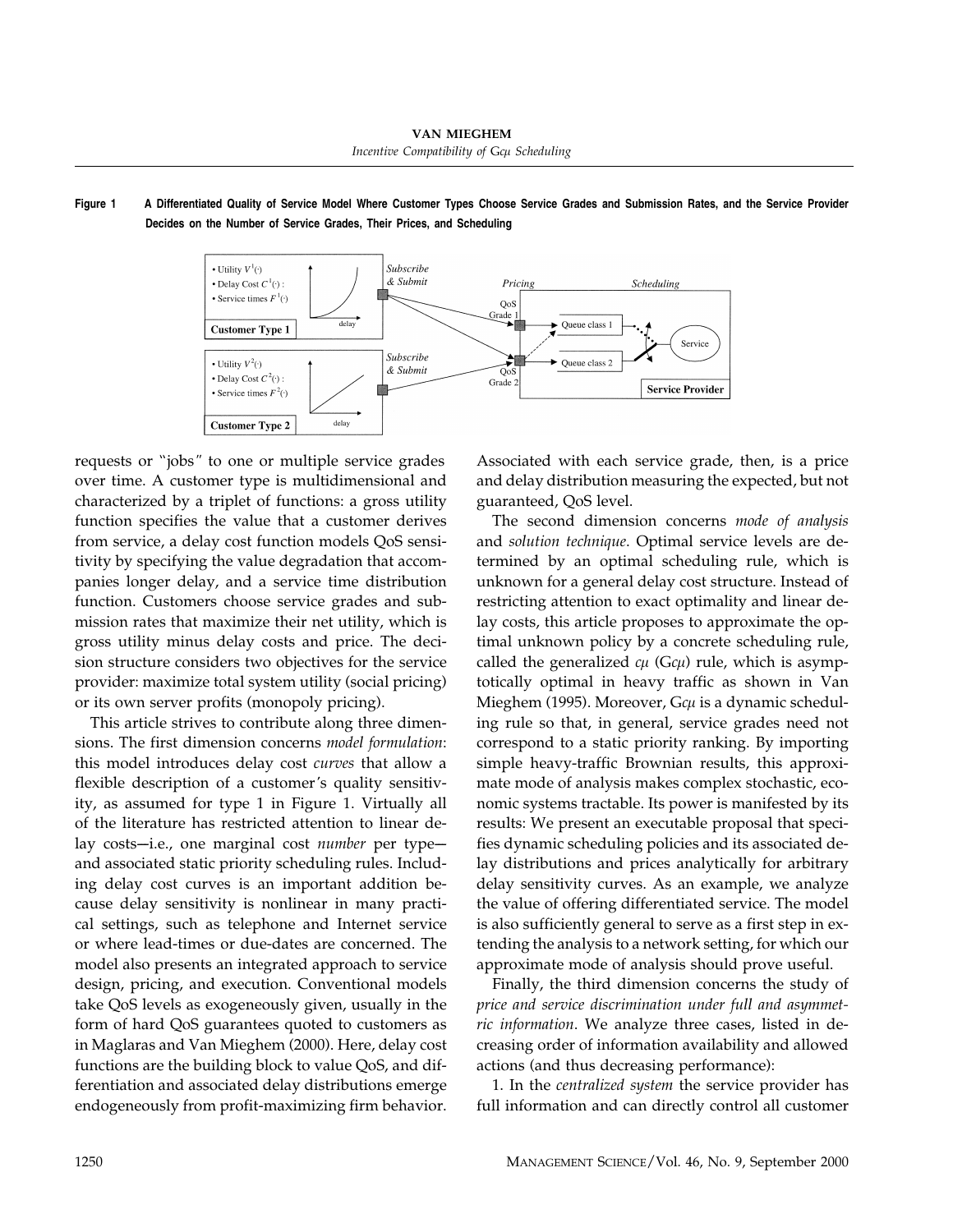**Figure 1 A Differentiated Quality of Service Model Where Customer Types Choose Service Grades and Submission Rates, and the Service Provider Decides on the Number of Service Grades, Their Prices, and Scheduling**

requests or "jobs" to one or multiple service grades over time. A customer type is multidimensional and characterized by a triplet of functions: a gross utility function specifies the value that a customer derives from service, a delay cost function models QoS sensitivity by specifying the value degradation that accompanies longer delay, and a service time distribution function. Customers choose service grades and submission rates that maximize their net utility, which is gross utility minus delay costs and price. The decision structure considers two objectives for the service provider: maximize total system utility (social pricing) or its own server profits (monopoly pricing).

This article strives to contribute along three dimensions. The first dimension concerns *model formulation*: this model introduces delay cost *curves* that allow a flexible description of a customer's quality sensitivity, as assumed for type 1 in Figure 1. Virtually all of the literature has restricted attention to linear delay costs—i.e., one marginal cost *number* per type—and associated static priority scheduling rules. Including delay cost curves is an important addition because delay sensitivity is nonlinear in many practical settings, such as telephone and Internet service or where lead-times or due-dates are concerned. The model also presents an integrated approach to service design, pricing, and execution. Conventional models take QoS levels as exogeneously given, usually in the form of hard QoS guarantees quoted to customers as in Maglaras and Van Mieghem (2000). Here, delay cost functions are the building block to value QoS, and differentiation and associated delay distributions emerge endogeneously from profit-maximizing firm behavior. Associated with each service grade, then, is a price and delay distribution measuring the expected, but not guaranteed, QoS level.

The second dimension concerns *mode of analysis* and *solution technique*. Optimal service levels are determined by an optimal scheduling rule, which is unknown for a general delay cost structure. Instead of restricting attention to exact optimality and linear delay costs, this article proposes to approximate the optimal unknown policy by a concrete scheduling rule, called the generalized $c\mu$ (G$c\mu$) rule, which is asymptotically optimal in heavy traffic as shown in Van Mieghem (1995). Moreover, G$c\mu$ is a dynamic scheduling rule so that, in general, service grades need not correspond to a static priority ranking. By importing simple heavy-traffic Brownian results, this approximate mode of analysis makes complex stochastic, economic systems tractable. Its power is manifested by its results: We present an executable proposal that specifies dynamic scheduling policies and its associated delay distributions and prices analytically for arbitrary delay sensitivity curves. As an example, we analyze the value of offering differentiated service. The model is also sufficiently general to serve as a first step in extending the analysis to a network setting, for which our approximate mode of analysis should prove useful.

Finally, the third dimension concerns the study of *price and service discrimination under full and asymmetric information*. We analyze three cases, listed in decreasing order of information availability and allowed actions (and thus decreasing performance):

1. In the *centralized system* the service provider has full information and can directly control all customer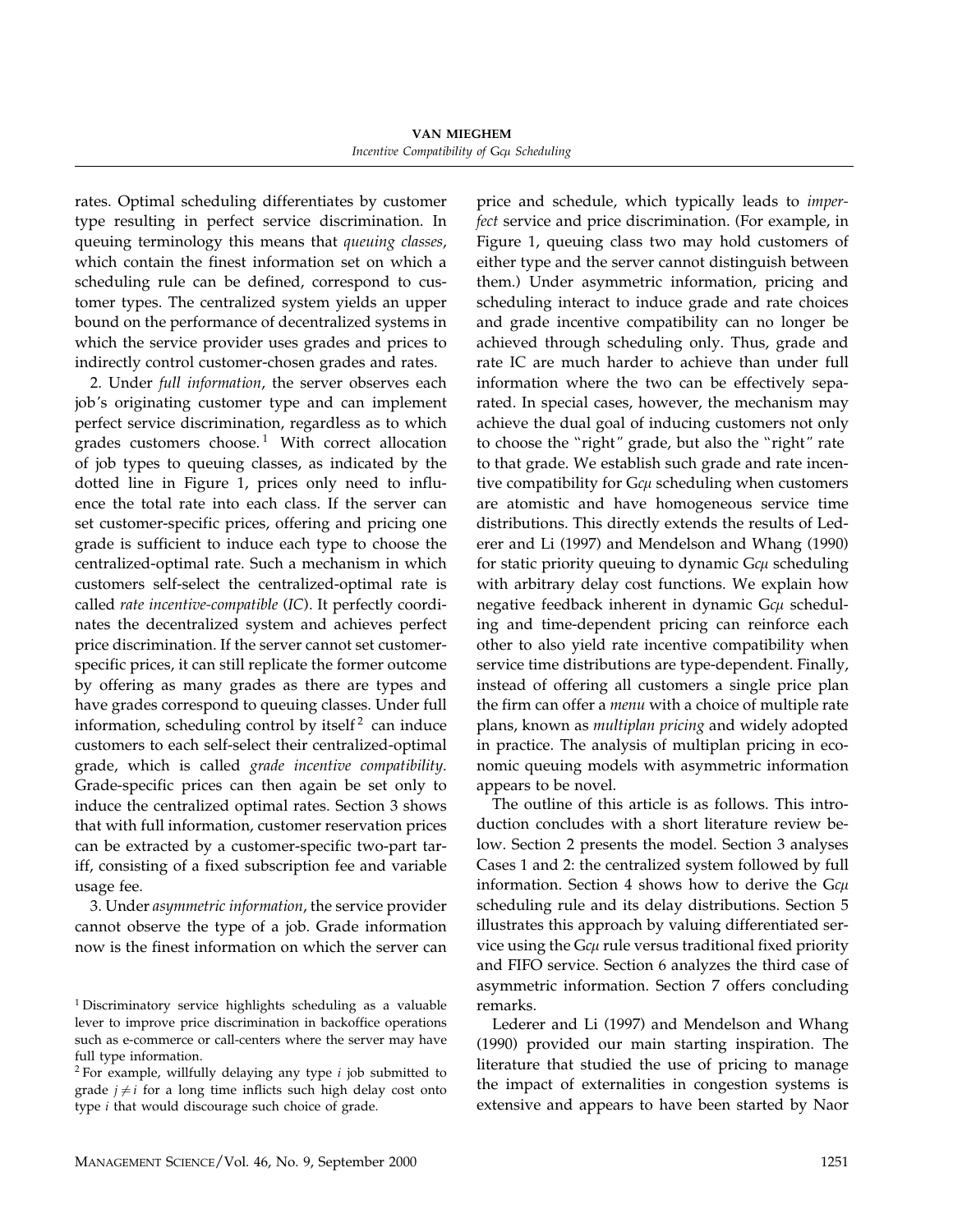rates. Optimal scheduling differentiates by customer type resulting in perfect service discrimination. In queuing terminology this means that *queuing classes*, which contain the finest information set on which a scheduling rule can be defined, correspond to customer types. The centralized system yields an upper bound on the performance of decentralized systems in which the service provider uses grades and prices to indirectly control customer-chosen grades and rates.

2. Under *full information*, the server observes each job's originating customer type and can implement perfect service discrimination, regardless as to which grades customers choose.[1] With correct allocation of job types to queuing classes, as indicated by the dotted line in Figure 1, prices only need to influence the total rate into each class. If the server can set customer-specific prices, offering and pricing one grade is sufficient to induce each type to choose the centralized-optimal rate. Such a mechanism in which customers self-select the centralized-optimal rate is called *rate incentive-compatible* (*IC*). It perfectly coordinates the decentralized system and achieves perfect price discrimination. If the server cannot set customer-specific prices, it can still replicate the former outcome by offering as many grades as there are types and have grades correspond to queuing classes. Under full information, scheduling control by itself[2] can induce customers to each self-select their centralized-optimal grade, which is called *grade incentive compatibility*. Grade-specific prices can then again be set only to induce the centralized optimal rates. Section 3 shows that with full information, customer reservation prices can be extracted by a customer-specific two-part tariff, consisting of a fixed subscription fee and variable usage fee.

3. Under *asymmetric information*, the service provider cannot observe the type of a job. Grade information now is the finest information on which the server can price and schedule, which typically leads to *imperfect* service and price discrimination. (For example, in Figure 1, queuing class two may hold customers of either type and the server cannot distinguish between them.) Under asymmetric information, pricing and scheduling interact to induce grade and rate choices and grade incentive compatibility can no longer be achieved through scheduling only. Thus, grade and rate IC are much harder to achieve than under full information where the two can be effectively separated. In special cases, however, the mechanism may achieve the dual goal of inducing customers not only to choose the "right" grade, but also the "right" rate to that grade. We establish such grade and rate incentive compatibility for G$c\mu$ scheduling when customers are atomistic and have homogeneous service time distributions. This directly extends the results of Lederer and Li (1997) and Mendelson and Whang (1990) for static priority queuing to dynamic G$c\mu$ scheduling with arbitrary delay cost functions. We explain how negative feedback inherent in dynamic G$c\mu$ scheduling and time-dependent pricing can reinforce each other to also yield rate incentive compatibility when service time distributions are type-dependent. Finally, instead of offering all customers a single price plan the firm can offer a *menu* with a choice of multiple rate plans, known as *multiplan pricing* and widely adopted in practice. The analysis of multiplan pricing in economic queuing models with asymmetric information appears to be novel.

The outline of this article is as follows. This introduction concludes with a short literature review below. Section 2 presents the model. Section 3 analyses Cases 1 and 2: the centralized system followed by full information. Section 4 shows how to derive the G$c\mu$ scheduling rule and its delay distributions. Section 5 illustrates this approach by valuing differentiated service using the G$c\mu$ rule versus traditional fixed priority and FIFO service. Section 6 analyzes the third case of asymmetric information. Section 7 offers concluding remarks.

Lederer and Li (1997) and Mendelson and Whang (1990) provided our main starting inspiration. The literature that studied the use of pricing to manage the impact of externalities in congestion systems is extensive and appears to have been started by Naor

[1] Discriminatory service highlights scheduling as a valuable lever to improve price discrimination in backoffice operations such as e-commerce or call-centers where the server may have full type information.

[2] For example, willfully delaying any type $i$ job submitted to grade $j \neq i$ for a long time inflicts such high delay cost onto type $i$ that would discourage such choice of grade.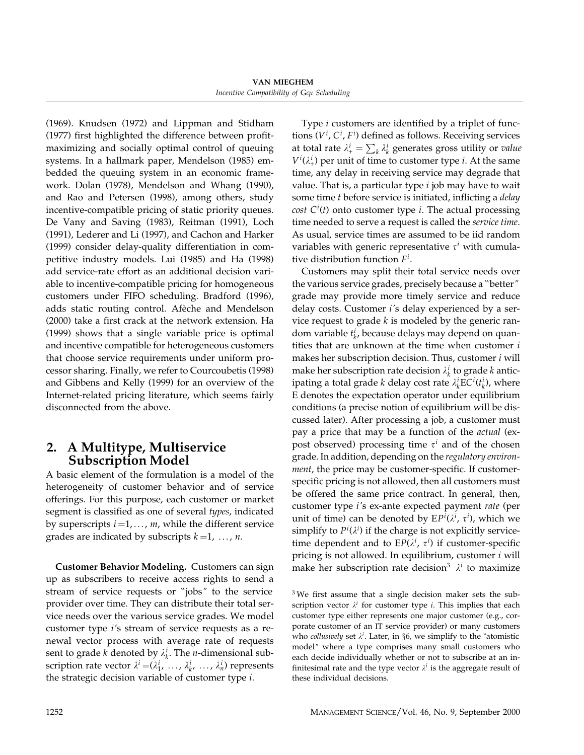(1969). Knudsen (1972) and Lippman and Stidham (1977) first highlighted the difference between profit-maximizing and socially optimal control of queuing systems. In a hallmark paper, Mendelson (1985) embedded the queuing system in an economic framework. Dolan (1978), Mendelson and Whang (1990), and Rao and Petersen (1998), among others, study incentive-compatible pricing of static priority queues. De Vany and Saving (1983), Reitman (1991), Loch (1991), Lederer and Li (1997), and Cachon and Harker (1999) consider delay-quality differentiation in competitive industry models. Lui (1985) and Ha (1998) add service-rate effort as an additional decision variable to incentive-compatible pricing for homogeneous customers under FIFO scheduling. Bradford (1996), adds static routing control. Afèche and Mendelson (2000) take a first crack at the network extension. Ha (1999) shows that a single variable price is optimal and incentive compatible for heterogeneous customers that choose service requirements under uniform processor sharing. Finally, we refer to Courcoubetis (1998) and Gibbens and Kelly (1999) for an overview of the Internet-related pricing literature, which seems fairly disconnected from the above.

## 2. A Multitype, Multiservice Subscription Model

A basic element of the formulation is a model of the heterogeneity of customer behavior and of service offerings. For this purpose, each customer or market segment is classified as one of several *types*, indicated by superscripts $i = 1, \ldots, m$, while the different service grades are indicated by subscripts $k = 1, \ldots, n$.

**Customer Behavior Modeling.** Customers can sign up as subscribers to receive access rights to send a stream of service requests or "jobs" to the service provider over time. They can distribute their total service needs over the various service grades. We model customer type $i$'s stream of service requests as a renewal vector process with average rate of requests sent to grade $k$ denoted by $\lambda_k^i$. The $n$-dimensional subscription rate vector $\lambda^i = (\lambda_1^i, \ldots, \lambda_k^i, \ldots, \lambda_n^i)$ represents the strategic decision variable of customer type $i$.

Type $i$ customers are identified by a triplet of functions $(V^i, C^i, F^i)$ defined as follows. Receiving services at total rate $\lambda_+^i = \sum_k \lambda_k^i$ generates gross utility or *value* $V^i(\lambda_+^i)$ per unit of time to customer type $i$. At the same time, any delay in receiving service may degrade that value. That is, a particular type $i$ job may have to wait some time $t$ before service is initiated, inflicting a *delay cost* $C^i(t)$ onto customer type $i$. The actual processing time needed to serve a request is called the *service time*. As usual, service times are assumed to be iid random variables with generic representative $\tau^i$ with cumulative distribution function $F^i$.

Customers may split their total service needs over the various service grades, precisely because a "better" grade may provide more timely service and reduce delay costs. Customer $i$'s delay experienced by a service request to grade $k$ is modeled by the generic random variable $t_k^i$, because delays may depend on quantities that are unknown at the time when customer $i$ makes her subscription decision. Thus, customer $i$ will make her subscription rate decision $\lambda_k^i$ to grade $k$ anticipating a total grade $k$ delay cost rate $\lambda_k^i \mathrm{E}C^i(t_k^i)$, where E denotes the expectation operator under equilibrium conditions (a precise notion of equilibrium will be discussed later). After processing a job, a customer must pay a price that may be a function of the *actual* (ex-post observed) processing time $\tau^i$ and of the chosen grade. In addition, depending on the *regulatory environment*, the price may be customer-specific. If customer-specific pricing is not allowed, then all customers must be offered the same price contract. In general, then, customer type $i$'s ex-ante expected payment *rate* (per unit of time) can be denoted by $\mathrm{E}P^i(\lambda^i, \tau^i)$, which we simplify to $P^i(\lambda^i)$ if the charge is not explicitly service-time dependent and to $\mathrm{E}P(\lambda^i, \tau^i)$ if customer-specific pricing is not allowed. In equilibrium, customer $i$ will make her subscription rate decision[3] $\lambda^i$ to maximize

[3] We first assume that a single decision maker sets the subscription vector $\lambda^i$ for customer type $i$. This implies that each customer type either represents one major customer (e.g., corporate customer of an IT service provider) or many customers who *collusively* set $\lambda^i$. Later, in §6, we simplify to the "atomistic model" where a type comprises many small customers who each decide individually whether or not to subscribe at an infinitesimal rate and the type vector $\lambda^i$ is the aggregate result of these individual decisions.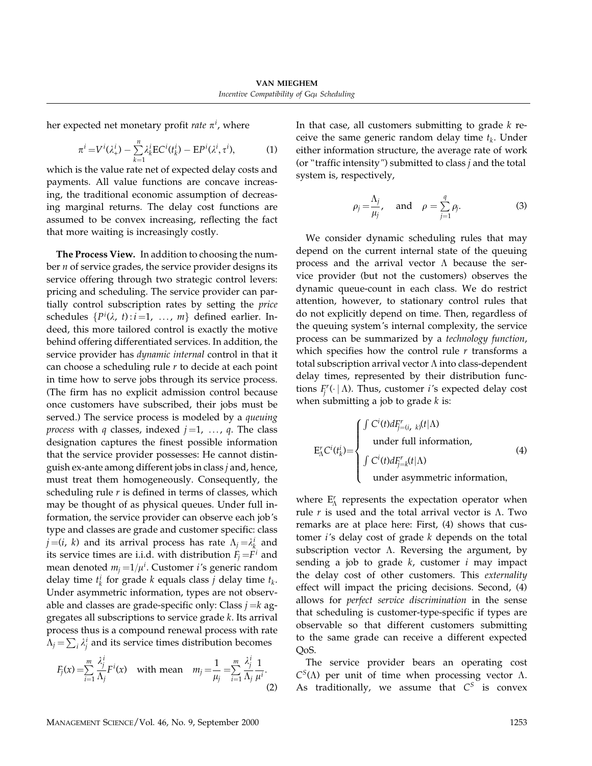her expected net monetary profit *rate* $\pi^i$, where

$$\pi^i = V^i(\lambda^i_+) - \sum_{k=1}^{n} \lambda^i_k \mathrm{E}C^i(t^i_k) - \mathrm{E}P^i(\lambda^i, \tau^i), \tag{1}$$

which is the value rate net of expected delay costs and payments. All value functions are concave increasing, the traditional economic assumption of decreasing marginal returns. The delay cost functions are assumed to be convex increasing, reflecting the fact that more waiting is increasingly costly.

**The Process View.** In addition to choosing the number $n$ of service grades, the service provider designs its service offering through two strategic control levers: pricing and scheduling. The service provider can partially control subscription rates by setting the *price* schedules $\{P^i(\lambda, t) : i = 1, \ldots, m\}$ defined earlier. Indeed, this more tailored control is exactly the motive behind offering differentiated services. In addition, the service provider has *dynamic internal* control in that it can choose a scheduling rule $r$ to decide at each point in time how to serve jobs through its service process. (The firm has no explicit admission control because once customers have subscribed, their jobs must be served.) The service process is modeled by a *queuing process* with $q$ classes, indexed $j = 1, \ldots, q$. The class designation captures the finest possible information that the service provider possesses: He cannot distinguish ex-ante among different jobs in class $j$ and, hence, must treat them homogeneously. Consequently, the scheduling rule $r$ is defined in terms of classes, which may be thought of as physical queues. Under full information, the service provider can observe each job's type and classes are grade and customer specific: class $j = (i, k)$ and its arrival process has rate $\Lambda_j = \lambda^i_k$ and its service times are i.i.d. with distribution $F_j = F^i$ and mean denoted $m_j = 1/\mu^i$. Customer $i$'s generic random delay time $t^i_k$ for grade $k$ equals class $j$ delay time $t_k$. Under asymmetric information, types are not observable and classes are grade-specific only: Class $j = k$ aggregates all subscriptions to service grade $k$. Its arrival process thus is a compound renewal process with rate $\Lambda_j = \sum_i \lambda^i_j$ and its service times distribution becomes

$$F_j(x) = \sum_{i=1}^{m} \frac{\lambda^i_j}{\Lambda_j} F^i(x) \quad \text{with mean} \quad m_j = \frac{1}{\mu_j} = \sum_{i=1}^{m} \frac{\lambda^i_j}{\Lambda_j} \frac{1}{\mu^i}. \tag{2}$$

In that case, all customers submitting to grade $k$ receive the same generic random delay time $t_k$. Under either information structure, the average rate of work (or "traffic intensity") submitted to class $j$ and the total system is, respectively,

$$\rho_j = \frac{\Lambda_j}{\mu_j}, \quad \text{and} \quad \rho = \sum_{j=1}^{q} \rho_j. \tag{3}$$

We consider dynamic scheduling rules that may depend on the current internal state of the queuing process and the arrival vector $\Lambda$ because the service provider (but not the customers) observes the dynamic queue-count in each class. We do restrict attention, however, to stationary control rules that do not explicitly depend on time. Then, regardless of the queuing system's internal complexity, the service process can be summarized by a *technology function*, which specifies how the control rule $r$ transforms a total subscription arrival vector $\Lambda$ into class-dependent delay times, represented by their distribution functions $F^r_j(\cdot \mid \Lambda)$. Thus, customer $i$'s expected delay cost when submitting a job to grade $k$ is:

$$\mathrm{E}^r_\Lambda C^i(t^i_k) = \begin{cases} \int C^i(t)\, dF^r_{j=(i,\,k)}(t \mid \Lambda) \\ \quad \text{under full information,} \\ \int C^i(t)\, dF^r_{j=k}(t \mid \Lambda) \\ \quad \text{under asymmetric information,} \end{cases} \tag{4}$$

where $\mathrm{E}^r_\Lambda$ represents the expectation operator when rule $r$ is used and the total arrival vector is $\Lambda$. Two remarks are at place here: First, (4) shows that customer $i$'s delay cost of grade $k$ depends on the total subscription vector $\Lambda$. Reversing the argument, by sending a job to grade $k$, customer $i$ may impact the delay cost of other customers. This *externality* effect will impact the pricing decisions. Second, (4) allows for *perfect service discrimination* in the sense that scheduling is customer-type-specific if types are observable so that different customers submitting to the same grade can receive a different expected QoS.

The service provider bears an operating cost $C^S(\Lambda)$ per unit of time when processing vector $\Lambda$. As traditionally, we assume that $C^S$ is convex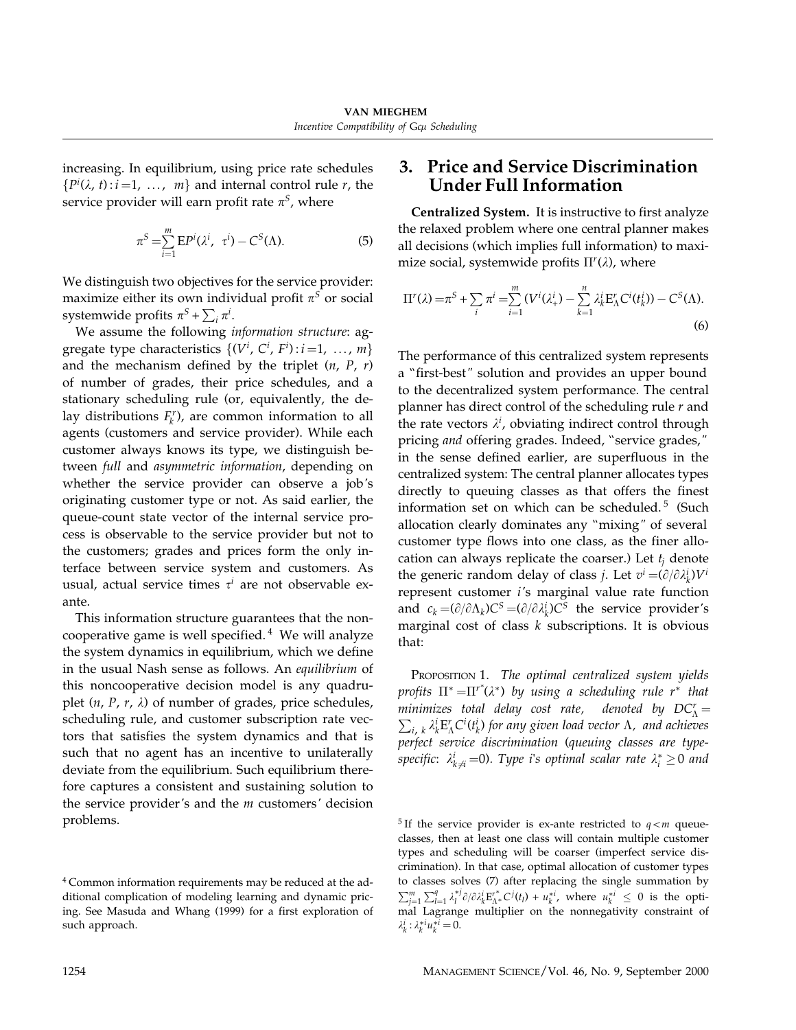increasing. In equilibrium, using price rate schedules $\{P^i(\lambda, t) : i = 1, \ldots, m\}$ and internal control rule $r$, the service provider will earn profit rate $\pi^S$, where

$$\pi^S = \sum_{i=1}^{m} \mathrm{E}P^i(\lambda^i, \tau^i) - C^S(\Lambda). \tag{5}$$

We distinguish two objectives for the service provider: maximize either its own individual profit $\pi^S$ or social systemwide profits $\pi^S + \sum_i \pi^i$.

We assume the following *information structure*: aggregate type characteristics $\{(V^i, C^i, F^i) : i = 1, \ldots, m\}$ and the mechanism defined by the triplet $(n, P, r)$ of number of grades, their price schedules, and a stationary scheduling rule (or, equivalently, the delay distributions $F_k^r$), are common information to all agents (customers and service provider). While each customer always knows its type, we distinguish between *full* and *asymmetric information*, depending on whether the service provider can observe a job's originating customer type or not. As said earlier, the queue-count state vector of the internal service process is observable to the service provider but not to the customers; grades and prices form the only interface between service system and customers. As usual, actual service times $\tau^i$ are not observable ex-ante.

This information structure guarantees that the noncooperative game is well specified.[4] We will analyze the system dynamics in equilibrium, which we define in the usual Nash sense as follows. An *equilibrium* of this noncooperative decision model is any quadruplet $(n, P, r, \lambda)$ of number of grades, price schedules, scheduling rule, and customer subscription rate vectors that satisfies the system dynamics and that is such that no agent has an incentive to unilaterally deviate from the equilibrium. Such equilibrium therefore captures a consistent and sustaining solution to the service provider's and the $m$ customers' decision problems.

## 3. Price and Service Discrimination Under Full Information

**Centralized System.** It is instructive to first analyze the relaxed problem where one central planner makes all decisions (which implies full information) to maximize social, systemwide profits $\Pi^r(\lambda)$, where

$$\Pi^r(\lambda) = \pi^S + \sum_i \pi^i = \sum_{i=1}^{m} \left(V^i(\lambda_+^i) - \sum_{k=1}^{n} \lambda_k^i \mathrm{E}_\Lambda^r C^i(t_k^i)\right) - C^S(\Lambda). \tag{6}$$

The performance of this centralized system represents a "first-best" solution and provides an upper bound to the decentralized system performance. The central planner has direct control of the scheduling rule $r$ and the rate vectors $\lambda^i$, obviating indirect control through pricing *and* offering grades. Indeed, "service grades," in the sense defined earlier, are superfluous in the centralized system: The central planner allocates types directly to queuing classes as that offers the finest information set on which can be scheduled.[5] (Such allocation clearly dominates any "mixing" of several customer type flows into one class, as the finer allocation can always replicate the coarser.) Let $t_j$ denote the generic random delay of class $j$. Let $v^i = (\partial/\partial\lambda_k^i)V^i$ represent customer $i$'s marginal value rate function and $c_k = (\partial/\partial\Lambda_k)C^S = (\partial/\partial\lambda_k^i)C^S$ the service provider's marginal cost of class $k$ subscriptions. It is obvious that:

Proposition 1. *The optimal centralized system yields profits $\Pi^* = \Pi^{r^*}(\lambda^*)$ by using a scheduling rule $r^*$ that minimizes total delay cost rate, denoted by $DC_\Lambda^r = \sum_{i,k} \lambda_k^i \mathrm{E}_\Lambda^r C^i(t_k^i)$ for any given load vector $\Lambda$, and achieves perfect service discrimination* (*queuing classes are type-specific: $\lambda_{k \neq i}^i = 0$*). *Type i's optimal scalar rate $\lambda_i^* \geq 0$ and*

---

[4] Common information requirements may be reduced at the additional complication of modeling learning and dynamic pricing. See Masuda and Whang (1999) for a first exploration of such approach.

[5] If the service provider is ex-ante restricted to $q < m$ queue-classes, then at least one class will contain multiple customer types and scheduling will be coarser (imperfect service discrimination). In that case, optimal allocation of customer types to classes solves (7) after replacing the single summation by $\sum_{j=1}^{m} \sum_{l=1}^{q} \lambda_l^{*j} \partial/\partial\lambda_k^i \mathrm{E}_{\Lambda^*}^{r^*} C^j(t_l) + u_k^{*i}$, where $u_k^{*i} \leq 0$ is the optimal Lagrange multiplier on the nonnegativity constraint of $\lambda_k^i : \lambda_k^{*i} u_k^{*i} = 0$.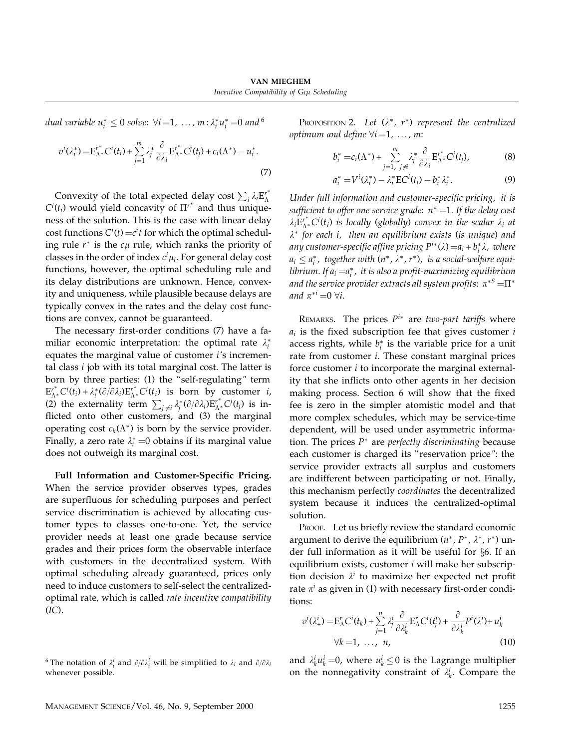dual variable $u_i^* \le 0$ solve: $\forall i = 1, \ldots, m: \lambda_i^* u_i^* = 0$ and[6]

$$v^i(\lambda_i^*) = \mathrm{E}_{\Lambda^*}^{r^*} C^i(t_i) + \sum_{j=1}^{m} \lambda_j^* \frac{\partial}{\partial \lambda_i} \mathrm{E}_{\Lambda^*}^{r^*} C^j(t_j) + c_i(\Lambda^*) - u_i^*. \tag{7}$$

Convexity of the total expected delay cost $\sum_i \lambda_i \mathrm{E}_{\Lambda}^{r^*} C^i(t_i)$ would yield concavity of $\Pi^{r^*}$ and thus uniqueness of the solution. This is the case with linear delay cost functions $C^i(t) = c^i t$ for which the optimal scheduling rule $r^*$ is the $c\mu$ rule, which ranks the priority of classes in the order of index $c^i\mu_i$. For general delay cost functions, however, the optimal scheduling rule and its delay distributions are unknown. Hence, convexity and uniqueness, while plausible because delays are typically convex in the rates and the delay cost functions are convex, cannot be guaranteed.

The necessary first-order conditions (7) have a familiar economic interpretation: the optimal rate $\lambda_i^*$ equates the marginal value of customer $i$'s incremental class $i$ job with its total marginal cost. The latter is born by three parties: (1) the "self-regulating" term $\mathrm{E}_{\Lambda^*}^{r^*} C^i(t_i) + \lambda_i^* (\partial/\partial\lambda_i) \mathrm{E}_{\Lambda^*}^{r^*} C^i(t_i)$ is born by customer $i$, (2) the externality term $\sum_{j \ne i} \lambda_j^* (\partial/\partial\lambda_i) \mathrm{E}_{\Lambda^*}^{r^*} C^j(t_j)$ is inflicted onto other customers, and (3) the marginal operating cost $c_k(\Lambda^*)$ is born by the service provider. Finally, a zero rate $\lambda_i^* = 0$ obtains if its marginal value does not outweigh its marginal cost.

**Full Information and Customer-Specific Pricing.** When the service provider observes types, grades are superfluous for scheduling purposes and perfect service discrimination is achieved by allocating customer types to classes one-to-one. Yet, the service provider needs at least one grade because service grades and their prices form the observable interface with customers in the decentralized system. With optimal scheduling already guaranteed, prices only need to induce customers to self-select the centralized-optimal rate, which is called *rate incentive compatibility* (*IC*).

[6] The notation of $\lambda_i^i$ and $\partial/\partial\lambda_i^i$ will be simplified to $\lambda_i$ and $\partial/\partial\lambda_i$ whenever possible.

Proposition 2. *Let $(\lambda^*, r^*)$ represent the centralized optimum and define $\forall i = 1, \ldots, m$:*

$$b_i^* = c_i(\Lambda^*) + \sum_{j=1,\ j \ne i}^{m} \lambda_j^* \frac{\partial}{\partial \lambda_i} \mathrm{E}_{\Lambda^*}^{r^*} C^j(t_j), \tag{8}$$

$$a_i^* = V^i(\lambda_i^*) - \lambda_i^* \mathrm{E}C^i(t_i) - b_i^* \lambda_i^*. \tag{9}$$

*Under full information and customer-specific pricing, it is sufficient to offer one service grade: $n^* = 1$. If the delay cost $\lambda_i \mathrm{E}_{\Lambda^*}^{r^*} C^i(t_i)$ is locally (globally) convex in the scalar $\lambda_i$ at $\lambda^*$ for each $i$, then an equilibrium exists (is unique) and any customer-specific affine pricing $P^{i*}(\lambda) = a_i + b_i^* \lambda$, where $a_i \le a_i^*$, together with $(n^*, \lambda^*, r^*)$, is a social-welfare equilibrium. If $a_i = a_i^*$, it is also a profit-maximizing equilibrium and the service provider extracts all system profits: $\pi^{*S} = \Pi^*$ and $\pi^{*i} = 0\ \forall i$.*

Remarks. The prices $P^{i*}$ are *two-part tariffs* where $a_i$ is the fixed subscription fee that gives customer $i$ access rights, while $b_i^*$ is the variable price for a unit rate from customer $i$. These constant marginal prices force customer $i$ to incorporate the marginal externality that she inflicts onto other agents in her decision making process. Section 6 will show that the fixed fee is zero in the simpler atomistic model and that more complex schedules, which may be service-time dependent, will be used under asymmetric information. The prices $P^*$ are *perfectly discriminating* because each customer is charged its "reservation price": the service provider extracts all surplus and customers are indifferent between participating or not. Finally, this mechanism perfectly *coordinates* the decentralized system because it induces the centralized-optimal solution.

Proof. Let us briefly review the standard economic argument to derive the equilibrium $(n^*, P^*, \lambda^*, r^*)$ under full information as it will be useful for §6. If an equilibrium exists, customer $i$ will make her subscription decision $\lambda^i$ to maximize her expected net profit rate $\pi^i$ as given in (1) with necessary first-order conditions:

$$v^i(\lambda_+^i) = \mathrm{E}_{\Lambda}^{r} C^i(t_k) + \sum_{j=1}^{n} \lambda_j^i \frac{\partial}{\partial \lambda_k^i} \mathrm{E}_{\Lambda}^{r} C^i(t_j^i) + \frac{\partial}{\partial \lambda_k^i} P^i(\lambda^i) + u_k^i \qquad \forall k = 1, \ldots, n, \tag{10}$$

and $\lambda_k^i u_k^i = 0$, where $u_k^i \le 0$ is the Lagrange multiplier on the nonnegativity constraint of $\lambda_k^i$. Compare the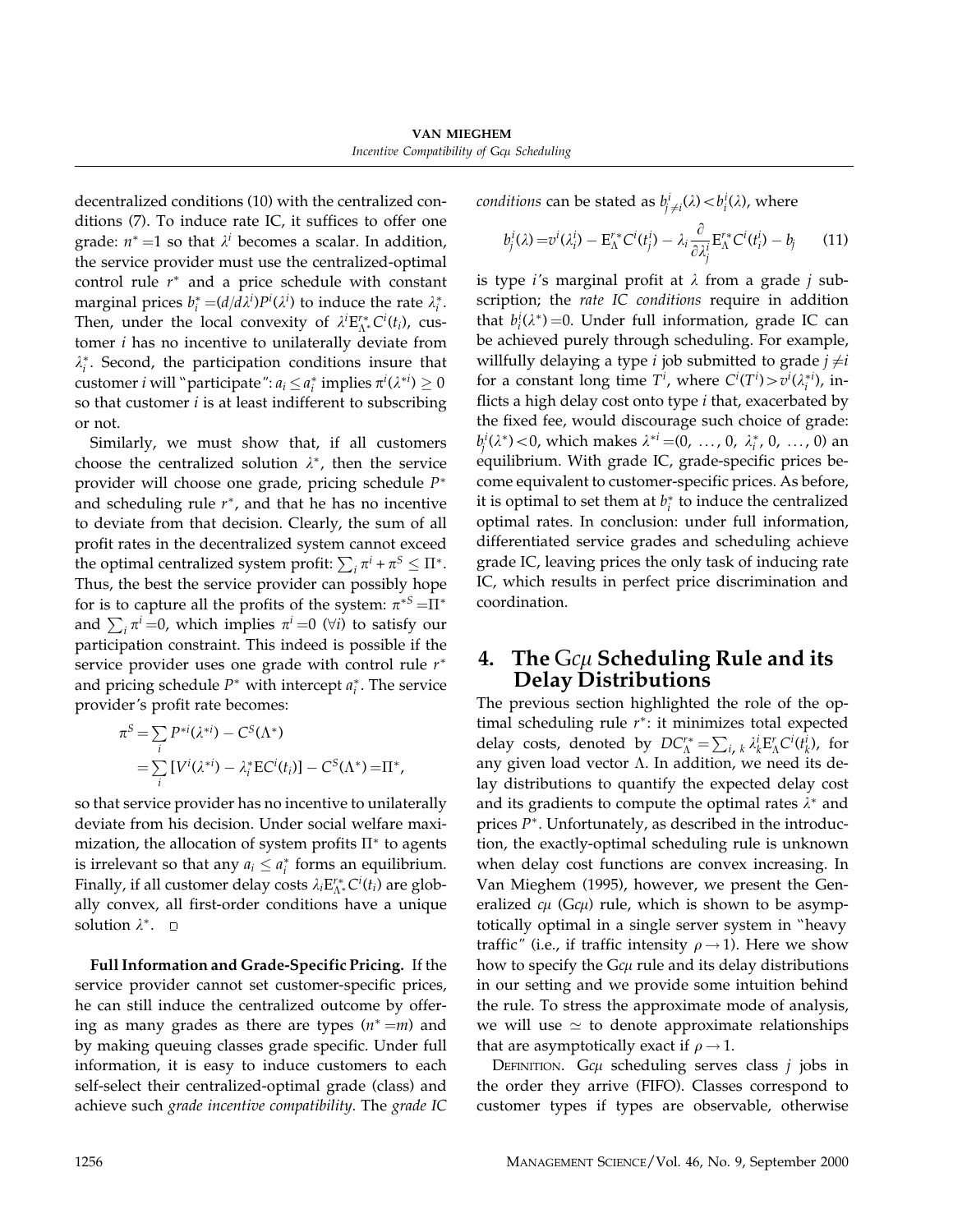decentralized conditions (10) with the centralized conditions (7). To induce rate IC, it suffices to offer one grade: $n^* = 1$ so that $\lambda^i$ becomes a scalar. In addition, the service provider must use the centralized-optimal control rule $r^*$ and a price schedule with constant marginal prices $b_i^* = (d/d\lambda^i)P^i(\lambda^i)$ to induce the rate $\lambda_i^*$. Then, under the local convexity of $\lambda^i \mathrm{E}_{\Lambda^*}^{r^*} C^i(t_i)$, customer $i$ has no incentive to unilaterally deviate from $\lambda_i^*$. Second, the participation conditions insure that customer $i$ will "participate": $a_i \le a_i^*$ implies $\pi^i(\lambda^{*i}) \ge 0$ so that customer $i$ is at least indifferent to subscribing or not.

Similarly, we must show that, if all customers choose the centralized solution $\lambda^*$, then the service provider will choose one grade, pricing schedule $P^*$ and scheduling rule $r^*$, and that he has no incentive to deviate from that decision. Clearly, the sum of all profit rates in the decentralized system cannot exceed the optimal centralized system profit: $\sum_i \pi^i + \pi^S \le \Pi^*$. Thus, the best the service provider can possibly hope for is to capture all the profits of the system: $\pi^{*S} = \Pi^*$ and $\sum_i \pi^i = 0$, which implies $\pi^i = 0$ $(\forall i)$ to satisfy our participation constraint. This indeed is possible if the service provider uses one grade with control rule $r^*$ and pricing schedule $P^*$ with intercept $a_i^*$. The service provider's profit rate becomes:

$$
\begin{aligned}
\pi^S &= \sum_i P^{*i}(\lambda^{*i}) - C^S(\Lambda^*) \\
&= \sum_i [V^i(\lambda^{*i}) - \lambda_i^* \mathrm{E} C^i(t_i)] - C^S(\Lambda^*) = \Pi^*,
\end{aligned}
$$

so that service provider has no incentive to unilaterally deviate from his decision. Under social welfare maximization, the allocation of system profits $\Pi^*$ to agents is irrelevant so that any $a_i \le a_i^*$ forms an equilibrium. Finally, if all customer delay costs $\lambda_i \mathrm{E}_{\Lambda^*}^{r^*} C^i(t_i)$ are globally convex, all first-order conditions have a unique solution $\lambda^*$. □

**Full Information and Grade-Specific Pricing.** If the service provider cannot set customer-specific prices, he can still induce the centralized outcome by offering as many grades as there are types ($n^* = m$) and by making queuing classes grade specific. Under full information, it is easy to induce customers to each self-select their centralized-optimal grade (class) and achieve such *grade incentive compatibility*. The *grade IC conditions* can be stated as $b^i_{j \ne i}(\lambda) < b^i_i(\lambda)$, where

$$
b_j^i(\lambda) = v^i(\lambda_i^i) - \mathrm{E}_{\Lambda}^{r^*} C^i(t_j^i) - \lambda_i \frac{\partial}{\partial \lambda_j^i} \mathrm{E}_{\Lambda}^{r^*} C^i(t_i^i) - b_j \qquad (11)
$$

is type $i$'s marginal profit at $\lambda$ from a grade $j$ subscription; the *rate IC conditions* require in addition that $b_i^i(\lambda^*) = 0$. Under full information, grade IC can be achieved purely through scheduling. For example, willfully delaying a type $i$ job submitted to grade $j \ne i$ for a constant long time $T^i$, where $C^i(T^i) > v^i(\lambda_i^{*i})$, inflicts a high delay cost onto type $i$ that, exacerbated by the fixed fee, would discourage such choice of grade: $b_j^i(\lambda^*) < 0$, which makes $\lambda^{*i} = (0, \ldots, 0, \lambda_i^*, 0, \ldots, 0)$ an equilibrium. With grade IC, grade-specific prices become equivalent to customer-specific prices. As before, it is optimal to set them at $b_i^*$ to induce the centralized optimal rates. In conclusion: under full information, differentiated service grades and scheduling achieve grade IC, leaving prices the only task of inducing rate IC, which results in perfect price discrimination and coordination.

## 4. The $\mathrm{G}c\mu$ Scheduling Rule and its Delay Distributions

The previous section highlighted the role of the optimal scheduling rule $r^*$: it minimizes total expected delay costs, denoted by $DC_\Lambda^{r^*} = \sum_{i,k} \lambda_k^i \mathrm{E}_\Lambda^r C^i(t_k^i)$, for any given load vector $\Lambda$. In addition, we need its delay distributions to quantify the expected delay cost and its gradients to compute the optimal rates $\lambda^*$ and prices $P^*$. Unfortunately, as described in the introduction, the exactly-optimal scheduling rule is unknown when delay cost functions are convex increasing. In Van Mieghem (1995), however, we present the Generalized $c\mu$ ($\mathrm{G}c\mu$) rule, which is shown to be asymptotically optimal in a single server system in "heavy traffic" (i.e., if traffic intensity $\rho \to 1$). Here we show how to specify the $\mathrm{G}c\mu$ rule and its delay distributions in our setting and we provide some intuition behind the rule. To stress the approximate mode of analysis, we will use $\simeq$ to denote approximate relationships that are asymptotically exact if $\rho \to 1$.

Definition. $\mathrm{G}c\mu$ scheduling serves class $j$ jobs in the order they arrive (FIFO). Classes correspond to customer types if types are observable, otherwise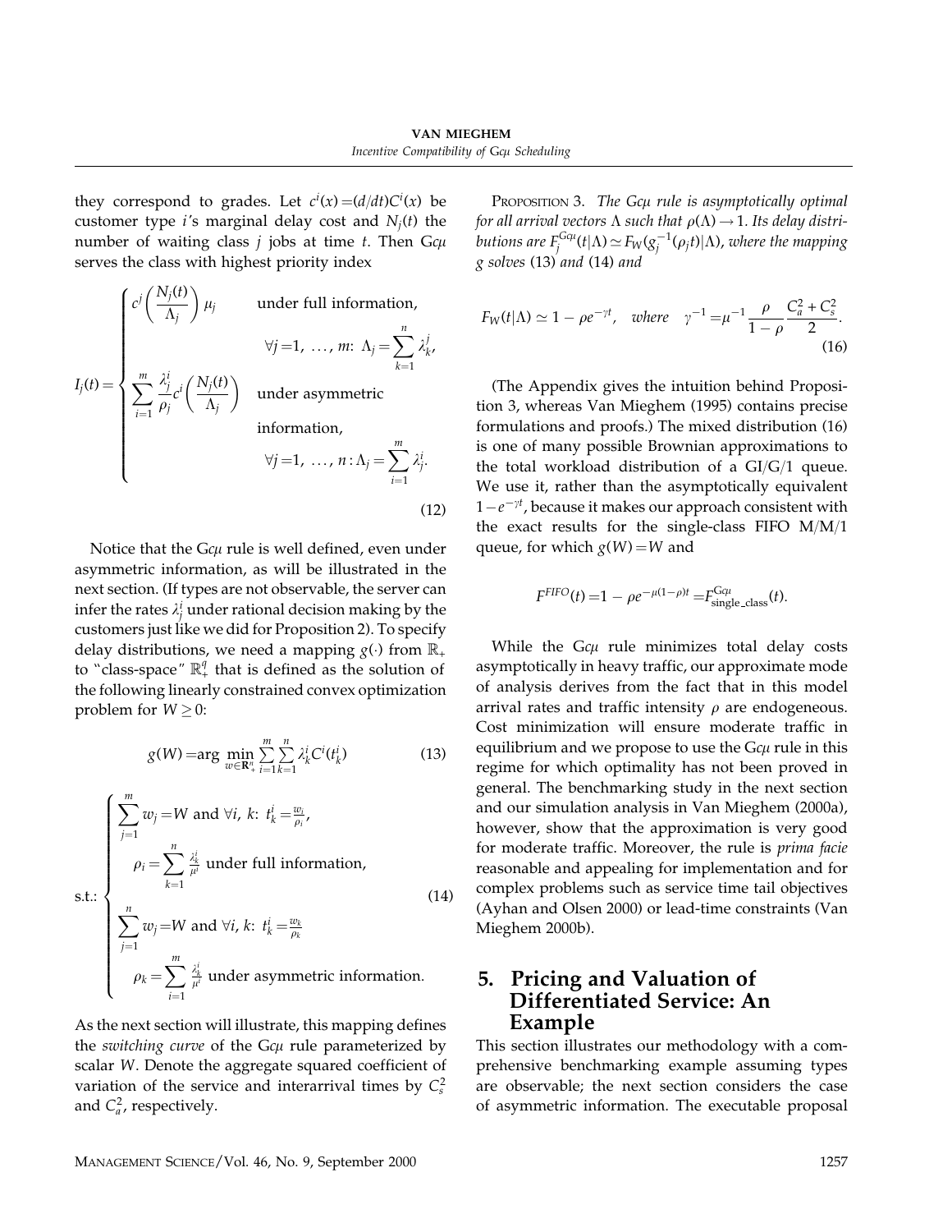they correspond to grades. Let $c^i(x) = (d/dt)C^i(x)$ be customer type $i$'s marginal delay cost and $N_j(t)$ the number of waiting class $j$ jobs at time $t$. Then G$c\mu$ serves the class with highest priority index

$$
I_j(t) = \begin{cases} c^j\left(\dfrac{N_j(t)}{\Lambda_j}\right)\mu_j & \text{under full information,} \\ & \forall j = 1, \ldots, m\colon\ \Lambda_j = \displaystyle\sum_{k=1}^{n} \lambda_k^j, \\ \displaystyle\sum_{i=1}^{m} \frac{\lambda_j^i}{\rho_j} c^i\left(\frac{N_j(t)}{\Lambda_j}\right) & \text{under asymmetric information,} \\ & \forall j = 1, \ldots, n\colon \Lambda_j = \displaystyle\sum_{i=1}^{m} \lambda_j^i. \end{cases} \tag{12}
$$

Notice that the G$c\mu$ rule is well defined, even under asymmetric information, as will be illustrated in the next section. (If types are not observable, the server can infer the rates $\lambda_j^i$ under rational decision making by the customers just like we did for Proposition 2). To specify delay distributions, we need a mapping $g(\cdot)$ from $\mathbb{R}_+$ to "class-space" $\mathbb{R}_+^q$ that is defined as the solution of the following linearly constrained convex optimization problem for $W \geq 0$:

$$
g(W) = \arg\min_{w \in \mathbf{R}_+^n} \sum_{i=1}^{m} \sum_{k=1}^{n} \lambda_k^i C^i(t_k^i) \tag{13}
$$

$$
\text{s.t.:} \begin{cases} \displaystyle\sum_{j=1}^{m} w_j = W \text{ and } \forall i, k\colon\ t_k^i = \frac{w_i}{\rho_i}, \\ \quad \rho_i = \displaystyle\sum_{k=1}^{n} \frac{\lambda_k^i}{\mu^i} \text{ under full information,} \\ \displaystyle\sum_{j=1}^{n} w_j = W \text{ and } \forall i, k\colon\ t_k^i = \frac{w_k}{\rho_k} \\ \quad \rho_k = \displaystyle\sum_{i=1}^{m} \frac{\lambda_k^i}{\mu^i} \text{ under asymmetric information.} \end{cases} \tag{14}
$$

As the next section will illustrate, this mapping defines the *switching curve* of the G$c\mu$ rule parameterized by scalar $W$. Denote the aggregate squared coefficient of variation of the service and interarrival times by $C_s^2$ and $C_a^2$, respectively.

PROPOSITION 3. *The G$c\mu$ rule is asymptotically optimal for all arrival vectors $\Lambda$ such that $\rho(\Lambda) \to 1$. Its delay distributions are $F_j^{Gc\mu}(t|\Lambda) \simeq F_W(g_j^{-1}(\rho_j t)|\Lambda)$, where the mapping $g$ solves* (13) *and* (14) *and*

$$
F_W(t|\Lambda) \simeq 1 - \rho e^{-\gamma t}, \quad \text{where} \quad \gamma^{-1} = \mu^{-1} \frac{\rho}{1-\rho} \frac{C_a^2 + C_s^2}{2}. \tag{16}
$$

(The Appendix gives the intuition behind Proposition 3, whereas Van Mieghem (1995) contains precise formulations and proofs.) The mixed distribution (16) is one of many possible Brownian approximations to the total workload distribution of a GI/G/1 queue. We use it, rather than the asymptotically equivalent $1 - e^{-\gamma t}$, because it makes our approach consistent with the exact results for the single-class FIFO M/M/1 queue, for which $g(W) = W$ and

$$
F^{FIFO}(t) = 1 - \rho e^{-\mu(1-\rho)t} = F^{Gc\mu}_{\text{single\_class}}(t).
$$

While the G$c\mu$ rule minimizes total delay costs asymptotically in heavy traffic, our approximate mode of analysis derives from the fact that in this model arrival rates and traffic intensity $\rho$ are endogeneous. Cost minimization will ensure moderate traffic in equilibrium and we propose to use the G$c\mu$ rule in this regime for which optimality has not been proved in general. The benchmarking study in the next section and our simulation analysis in Van Mieghem (2000a), however, show that the approximation is very good for moderate traffic. Moreover, the rule is *prima facie* reasonable and appealing for implementation and for complex problems such as service time tail objectives (Ayhan and Olsen 2000) or lead-time constraints (Van Mieghem 2000b).

## 5. Pricing and Valuation of Differentiated Service: An Example

This section illustrates our methodology with a comprehensive benchmarking example assuming types are observable; the next section considers the case of asymmetric information. The executable proposal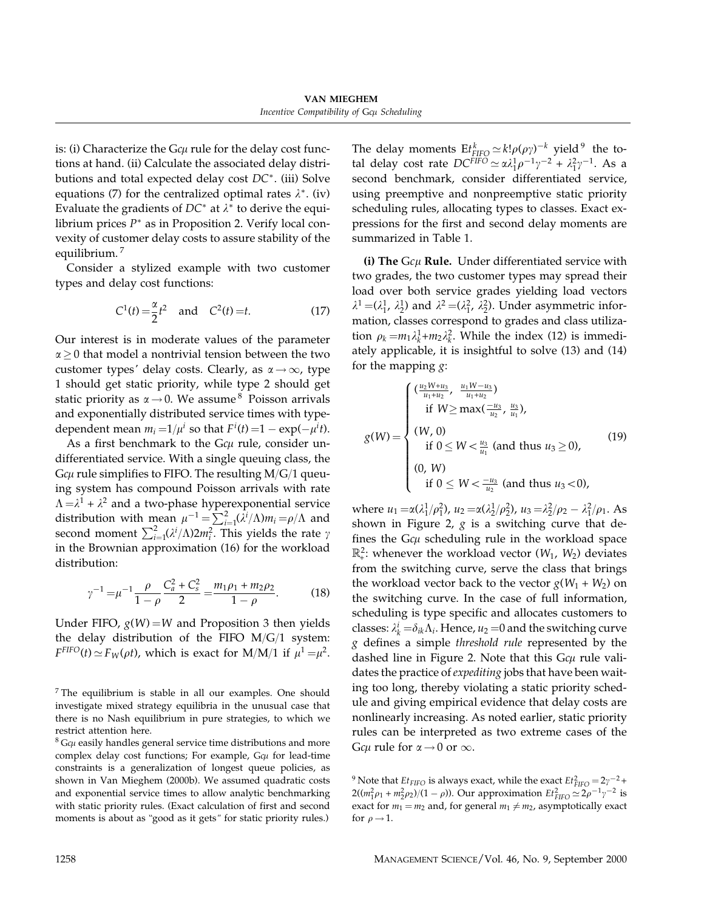is: (i) Characterize the G$c\mu$ rule for the delay cost functions at hand. (ii) Calculate the associated delay distributions and total expected delay cost $DC^*$. (iii) Solve equations (7) for the centralized optimal rates $\lambda^*$. (iv) Evaluate the gradients of $DC^*$ at $\lambda^*$ to derive the equilibrium prices $P^*$ as in Proposition 2. Verify local convexity of customer delay costs to assure stability of the equilibrium.[7]

Consider a stylized example with two customer types and delay cost functions:

$$C^1(t) = \frac{\alpha}{2}t^2 \quad \text{and} \quad C^2(t) = t. \tag{17}$$

Our interest is in moderate values of the parameter $\alpha \geq 0$ that model a nontrivial tension between the two customer types' delay costs. Clearly, as $\alpha \to \infty$, type 1 should get static priority, while type 2 should get static priority as $\alpha \to 0$. We assume[8] Poisson arrivals and exponentially distributed service times with type-dependent mean $m_i = 1/\mu^i$ so that $F^i(t) = 1 - \exp(-\mu^i t)$.

As a first benchmark to the G$c\mu$ rule, consider undifferentiated service. With a single queuing class, the G$c\mu$ rule simplifies to FIFO. The resulting M/G/1 queuing system has compound Poisson arrivals with rate $\Lambda = \lambda^1 + \lambda^2$ and a two-phase hyperexponential service distribution with mean $\mu^{-1} = \sum_{i=1}^{2}(\lambda^i/\Lambda)m_i = \rho/\Lambda$ and second moment $\sum_{i=1}^{2}(\lambda^i/\Lambda)2m_i^2$. This yields the rate $\gamma$ in the Brownian approximation (16) for the workload distribution:

$$\gamma^{-1} = \mu^{-1}\frac{\rho}{1-\rho}\frac{C_a^2 + C_s^2}{2} = \frac{m_1\rho_1 + m_2\rho_2}{1-\rho}. \tag{18}$$

Under FIFO, $g(W) = W$ and Proposition 3 then yields the delay distribution of the FIFO M/G/1 system: $F^{FIFO}(t) \simeq F_W(\rho t)$, which is exact for M/M/1 if $\mu^1 = \mu^2$. The delay moments $Et_{FIFO}^k \simeq k!\rho(\rho\gamma)^{-k}$ yield[9] the total delay cost rate $DC^{FIFO} \simeq \alpha\lambda_1^1\rho^{-1}\gamma^{-2} + \lambda_1^2\gamma^{-1}$. As a second benchmark, consider differentiated service, using preemptive and nonpreemptive static priority scheduling rules, allocating types to classes. Exact expressions for the first and second delay moments are summarized in Table 1.

**(i) The G$c\mu$ Rule.** Under differentiated service with two grades, the two customer types may spread their load over both service grades yielding load vectors $\lambda^1 = (\lambda_1^1, \lambda_2^1)$ and $\lambda^2 = (\lambda_1^2, \lambda_2^2)$. Under asymmetric information, classes correspond to grades and class utilization $\rho_k = m_1\lambda_k^1 + m_2\lambda_k^2$. While the index (12) is immediately applicable, it is insightful to solve (13) and (14) for the mapping $g$:

$$g(W) = \begin{cases} \left(\frac{u_2 W + u_3}{u_1 + u_2}, \ \frac{u_1 W - u_3}{u_1 + u_2}\right) \\ \quad \text{if } W \geq \max\left(\frac{-u_3}{u_2}, \frac{u_3}{u_1}\right), \\ (W, 0) \\ \quad \text{if } 0 \leq W < \frac{u_3}{u_1} \text{ (and thus } u_3 \geq 0), \\ (0, W) \\ \quad \text{if } 0 \leq W < \frac{-u_3}{u_2} \text{ (and thus } u_3 < 0), \end{cases} \tag{19}$$

where $u_1 = \alpha(\lambda_1^1/\rho_1^2)$, $u_2 = \alpha(\lambda_2^1/\rho_2^2)$, $u_3 = \lambda_2^2/\rho_2 - \lambda_1^2/\rho_1$. As shown in Figure 2, $g$ is a switching curve that defines the G$c\mu$ scheduling rule in the workload space $\mathbb{R}_+^2$: whenever the workload vector $(W_1, W_2)$ deviates from the switching curve, serve the class that brings the workload vector back to the vector $g(W_1 + W_2)$ on the switching curve. In the case of full information, scheduling is type specific and allocates customers to classes: $\lambda_k^i = \delta_{ik}\Lambda_i$. Hence, $u_2 = 0$ and the switching curve $g$ defines a simple *threshold rule* represented by the dashed line in Figure 2. Note that this G$c\mu$ rule validates the practice of *expediting* jobs that have been waiting too long, thereby violating a static priority schedule and giving empirical evidence that delay costs are nonlinearly increasing. As noted earlier, static priority rules can be interpreted as two extreme cases of the G$c\mu$ rule for $\alpha \to 0$ or $\infty$.

---

[7] The equilibrium is stable in all our examples. One should investigate mixed strategy equilibria in the unusual case that there is no Nash equilibrium in pure strategies, to which we restrict attention here.

[8] G$c\mu$ easily handles general service time distributions and more complex delay cost functions; For example, G$c\mu$ for lead-time constraints is a generalization of longest queue policies, as shown in Van Mieghem (2000b). We assumed quadratic costs and exponential service times to allow analytic benchmarking with static priority rules. (Exact calculation of first and second moments is about as "good as it gets" for static priority rules.)

[9] Note that $Et_{FIFO}$ is always exact, while the exact $Et_{FIFO}^2 = 2\gamma^{-2} + 2((m_1^2\rho_1 + m_2^2\rho_2)/(1-\rho))$. Our approximation $Et_{FIFO}^2 \simeq 2\rho^{-1}\gamma^{-2}$ is exact for $m_1 = m_2$ and, for general $m_1 \neq m_2$, asymptotically exact for $\rho \to 1$.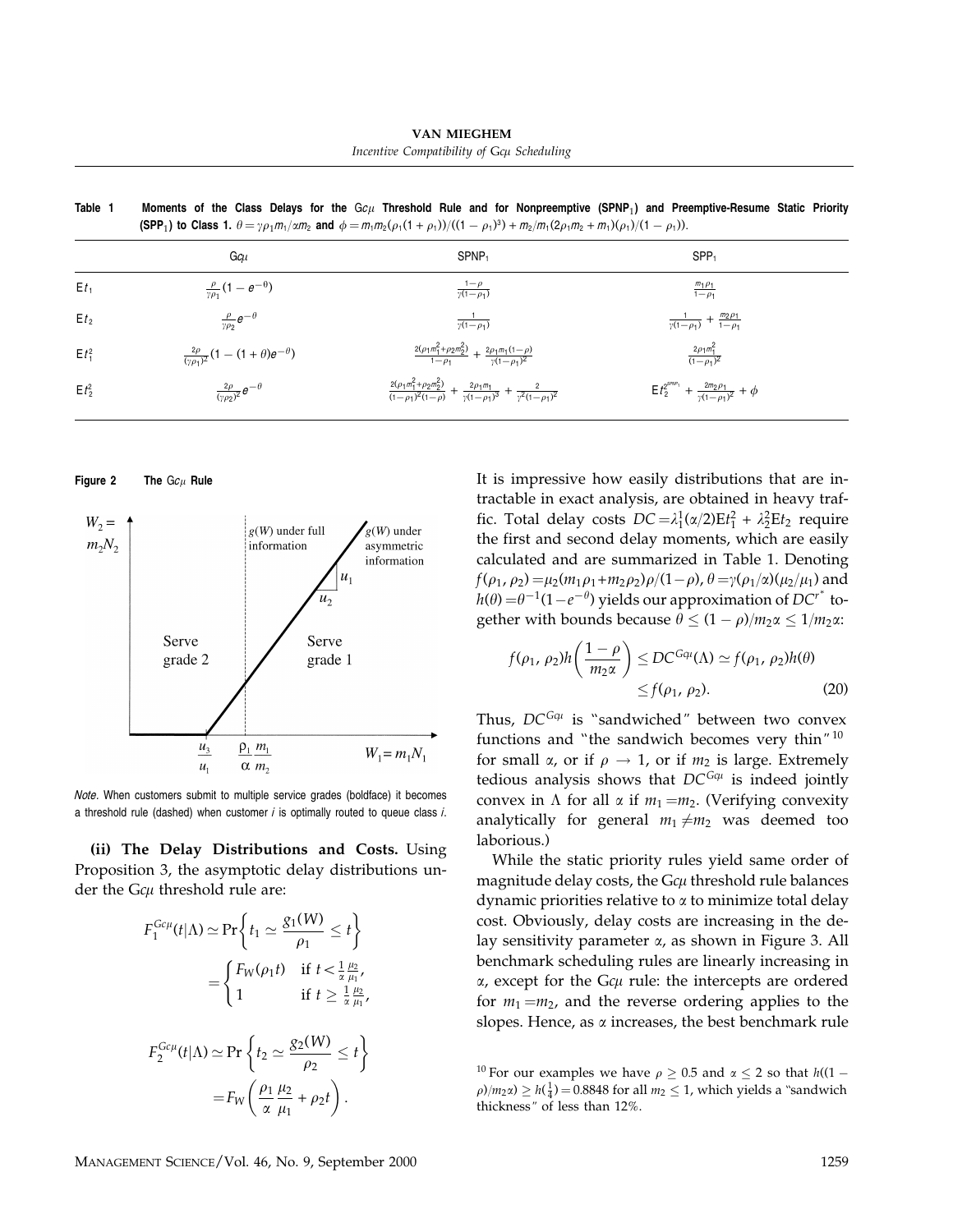**Table 1** Moments of the Class Delays for the G$c\mu$ Threshold Rule and for Nonpreemptive (SPNP$_1$) and Preemptive-Resume Static Priority (SPP$_1$) to Class 1. $\theta = \gamma\rho_1 m_1/\alpha m_2$ and $\phi = m_1 m_2(\rho_1(1+\rho_1))/((1-\rho_1)^3) + m_2/m_1(2\rho_1 m_2 + m_1)(\rho_1)/(1-\rho_1))$.

| | G$c\mu$ | SPNP$_1$ | SPP$_1$ |
|---|---|---|---|
| E$t_1$ | $\frac{\rho}{\gamma\rho_1}(1-e^{-\theta})$ | $\frac{1-\rho}{\gamma(1-\rho_1)}$ | $\frac{m_1\rho_1}{1-\rho_1}$ |
| E$t_2$ | $\frac{\rho}{\gamma\rho_2}e^{-\theta}$ | $\frac{1}{\gamma(1-\rho_1)}$ | $\frac{1}{\gamma(1-\rho_1)} + \frac{m_2\rho_1}{1-\rho_1}$ |
| E$t_1^2$ | $\frac{2\rho}{(\gamma\rho_1)^2}(1-(1+\theta)e^{-\theta})$ | $\frac{2(\rho_1 m_1^2+\rho_2 m_2^2)}{1-\rho_1} + \frac{2\rho_1 m_1(1-\rho)}{\gamma(1-\rho_1)^2}$ | $\frac{2\rho_1 m_1^2}{(1-\rho_1)^2}$ |
| E$t_2^2$ | $\frac{2\rho}{(\gamma\rho_2)^2}e^{-\theta}$ | $\frac{2(\rho_1 m_1^2+\rho_2 m_2^2)}{(1-\rho_1)^2(1-\rho)} + \frac{2\rho_1 m_1}{\gamma(1-\rho_1)^3} + \frac{2}{\gamma^2(1-\rho_1)^2}$ | $\text{E}t_2^{2^{SPNP_1}} + \frac{2m_2\rho_1}{\gamma(1-\rho_1)^2} + \phi$ |

**Figure 2** The G$c\mu$ Rule

*Note.* When customers submit to multiple service grades (boldface) it becomes a threshold rule (dashed) when customer $i$ is optimally routed to queue class $i$.

**(ii) The Delay Distributions and Costs.** Using Proposition 3, the asymptotic delay distributions under the G$c\mu$ threshold rule are:

$$F_1^{Gc\mu}(t|\Lambda) \simeq \Pr\left\{t_1 \simeq \frac{g_1(W)}{\rho_1} \le t\right\} = \begin{cases} F_W(\rho_1 t) & \text{if } t < \frac{1}{\alpha}\frac{\mu_2}{\mu_1}, \\ 1 & \text{if } t \ge \frac{1}{\alpha}\frac{\mu_2}{\mu_1}, \end{cases}$$

$$F_2^{Gc\mu}(t|\Lambda) \simeq \Pr\left\{t_2 \simeq \frac{g_2(W)}{\rho_2} \le t\right\} = F_W\left(\frac{\rho_1}{\alpha}\frac{\mu_2}{\mu_1} + \rho_2 t\right).$$

It is impressive how easily distributions that are intractable in exact analysis, are obtained in heavy traffic. Total delay costs $DC = \lambda_1^1(\alpha/2)\text{E}t_1^2 + \lambda_2^2\text{E}t_2$ require the first and second delay moments, which are easily calculated and are summarized in Table 1. Denoting $f(\rho_1, \rho_2) = \mu_2(m_1\rho_1 + m_2\rho_2)\rho/(1-\rho)$, $\theta = \gamma(\rho_1/\alpha)(\mu_2/\mu_1)$ and $h(\theta) = \theta^{-1}(1-e^{-\theta})$ yields our approximation of $DC^{r^*}$ together with bounds because $\theta \le (1-\rho)/m_2\alpha \le 1/m_2\alpha$:

$$f(\rho_1, \rho_2)h\left(\frac{1-\rho}{m_2\alpha}\right) \le DC^{Gc\mu}(\Lambda) \simeq f(\rho_1, \rho_2)h(\theta) \le f(\rho_1, \rho_2). \tag{20}$$

Thus, $DC^{Gc\mu}$ is "sandwiched" between two convex functions and "the sandwich becomes very thin"[10] for small $\alpha$, or if $\rho \to 1$, or if $m_2$ is large. Extremely tedious analysis shows that $DC^{Gc\mu}$ is indeed jointly convex in $\Lambda$ for all $\alpha$ if $m_1 = m_2$. (Verifying convexity analytically for general $m_1 \ne m_2$ was deemed too laborious.)

While the static priority rules yield same order of magnitude delay costs, the G$c\mu$ threshold rule balances dynamic priorities relative to $\alpha$ to minimize total delay cost. Obviously, delay costs are increasing in the delay sensitivity parameter $\alpha$, as shown in Figure 3. All benchmark scheduling rules are linearly increasing in $\alpha$, except for the G$c\mu$ rule: the intercepts are ordered for $m_1 = m_2$, and the reverse ordering applies to the slopes. Hence, as $\alpha$ increases, the best benchmark rule

[10] For our examples we have $\rho \ge 0.5$ and $\alpha \le 2$ so that $h((1-\rho)/m_2\alpha) \ge h(\frac{1}{4}) = 0.8848$ for all $m_2 \le 1$, which yields a "sandwich thickness" of less than 12%.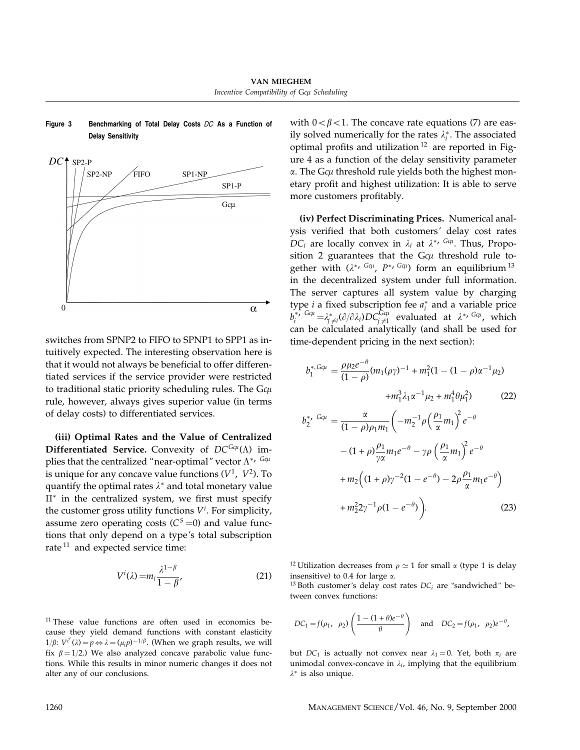**Figure 3 Benchmarking of Total Delay Costs $DC$ As a Function of Delay Sensitivity**

switches from SPNP2 to FIFO to SPNP1 to SPP1 as intuitively expected. The interesting observation here is that it would not always be beneficial to offer differentiated services if the service provider were restricted to traditional static priority scheduling rules. The G$c\mu$ rule, however, always gives superior value (in terms of delay costs) to differentiated services.

**(iii) Optimal Rates and the Value of Centralized Differentiated Service.** Convexity of $DC^{Gc\mu}(\Lambda)$ implies that the centralized "near-optimal" vector $\Lambda^{*,\ Gc\mu}$ is unique for any concave value functions $(V^1,\ V^2)$. To quantify the optimal rates $\lambda^*$ and total monetary value $\Pi^*$ in the centralized system, we first must specify the customer gross utility functions $V^i$. For simplicity, assume zero operating costs ($C^S = 0$) and value functions that only depend on a type's total subscription rate [11] and expected service time:

$$V^i(\lambda) = m_i \frac{\lambda^{1-\beta}}{1-\beta}, \tag{21}$$

with $0 < \beta < 1$. The concave rate equations (7) are easily solved numerically for the rates $\lambda_i^*$. The associated optimal profits and utilization [12] are reported in Figure 4 as a function of the delay sensitivity parameter $\alpha$. The G$c\mu$ threshold rule yields both the highest monetary profit and highest utilization: It is able to serve more customers profitably.

**(iv) Perfect Discriminating Prices.** Numerical analysis verified that both customers' delay cost rates $DC_i$ are locally convex in $\lambda_i$ at $\lambda^{*,\ Gc\mu}$. Thus, Proposition 2 guarantees that the G$c\mu$ threshold rule together with $(\lambda^{*,\ Gc\mu},\ P^{*,\ Gc\mu})$ form an equilibrium [13] in the decentralized system under full information. The server captures all system value by charging type $i$ a fixed subscription fee $a_i^*$ and a variable price $b_i^{*,\ Gc\mu} = \lambda^*_{j\neq i}(\partial/\partial\lambda_i)DC^{Gc\mu}_{j\neq 1}$ evaluated at $\lambda^{*,\ Gc\mu}$, which can be calculated analytically (and shall be used for time-dependent pricing in the next section):

$$b_1^{*,Gc\mu} = \frac{\rho\mu_2 e^{-\theta}}{(1-\rho)}(m_1(\rho\gamma)^{-1} + m_1^2(1-(1-\rho)\alpha^{-1}\mu_2) + m_1^3\lambda_1\alpha^{-1}\mu_2 + m_1^4\theta\mu_1^2) \tag{22}$$

$$\begin{aligned} b_2^{*,\ Gc\mu} = \frac{\alpha}{(1-\rho)\rho_1 m_1}\bigg( & -m_2^{-1}\rho\left(\frac{\rho_1}{\alpha}m_1\right)^2 e^{-\theta} \\ & - (1+\rho)\frac{\rho_1}{\gamma\alpha}m_1 e^{-\theta} - \gamma\rho\left(\frac{\rho_1}{\alpha}m_1\right)^2 e^{-\theta} \\ & + m_2\left((1+\rho)\gamma^{-2}(1-e^{-\theta}) - 2\rho\frac{\rho_1}{\alpha}m_1 e^{-\theta}\right) \\ & + m_2^2 2\gamma^{-1}\rho(1-e^{-\theta})\bigg). \end{aligned} \tag{23}$$

---

[11] These value functions are often used in economics because they yield demand functions with constant elasticity $1/\beta$: $V^{i'}(\lambda) = p \Leftrightarrow \lambda = (\mu_i p)^{-1/\beta}$. (When we graph results, we will fix $\beta = 1/2$.) We also analyzed concave parabolic value functions. While this results in minor numeric changes it does not alter any of our conclusions.

[12] Utilization decreases from $\rho \simeq 1$ for small $\alpha$ (type 1 is delay insensitive) to 0.4 for large $\alpha$.

[13] Both customer's delay cost rates $DC_i$ are "sandwiched" between convex functions:

$$DC_1 = f(\rho_1,\ \rho_2)\left(\frac{1-(1+\theta)e^{-\theta}}{\theta}\right) \quad \text{and} \quad DC_2 = f(\rho_1,\ \rho_2)e^{-\theta},$$

but $DC_1$ is actually not convex near $\lambda_1 = 0$. Yet, both $\pi_i$ are unimodal convex-concave in $\lambda_i$, implying that the equilibrium $\lambda^*$ is also unique.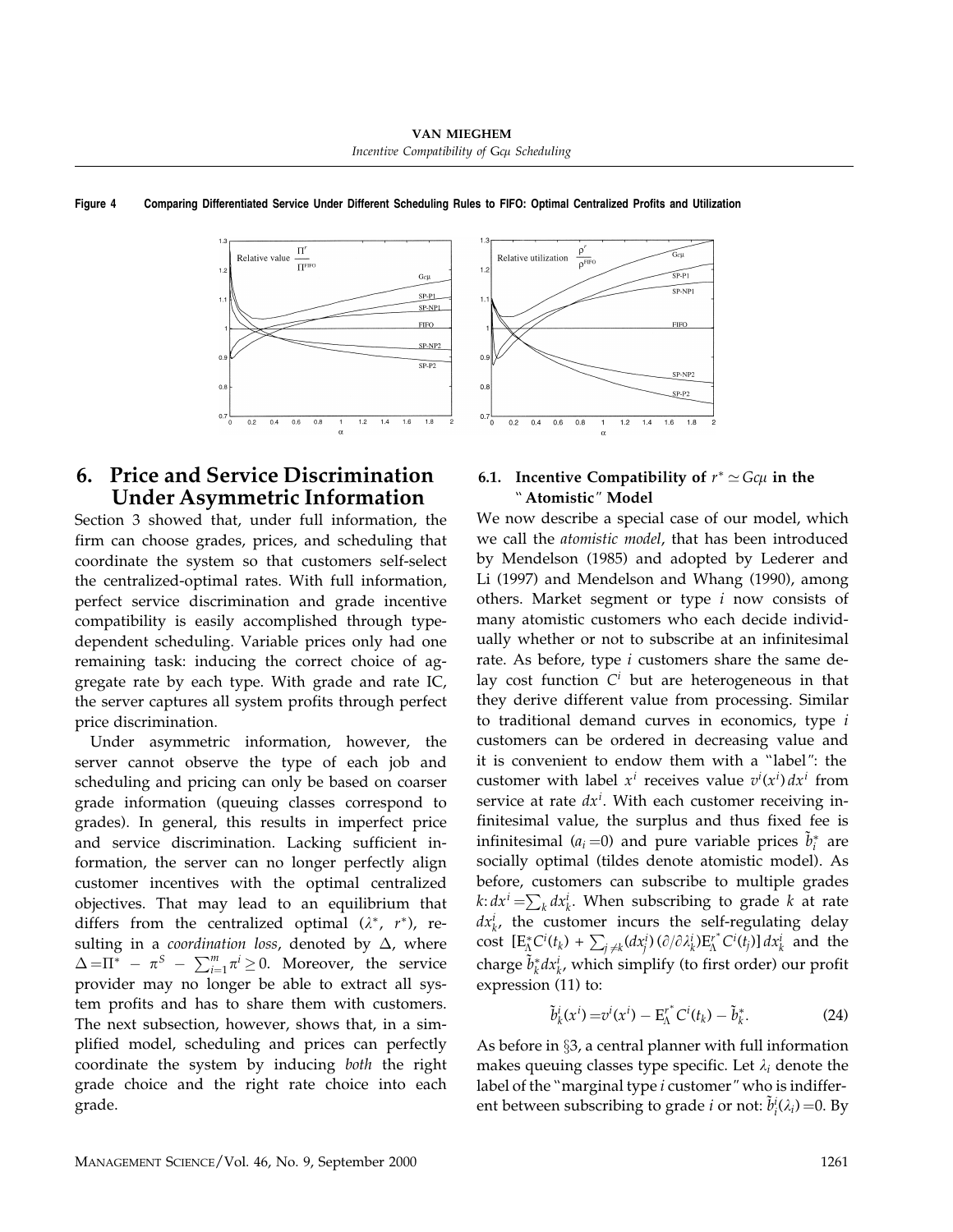**Figure 4 Comparing Differentiated Service Under Different Scheduling Rules to FIFO: Optimal Centralized Profits and Utilization**

## 6. Price and Service Discrimination Under Asymmetric Information

Section 3 showed that, under full information, the firm can choose grades, prices, and scheduling that coordinate the system so that customers self-select the centralized-optimal rates. With full information, perfect service discrimination and grade incentive compatibility is easily accomplished through type-dependent scheduling. Variable prices only had one remaining task: inducing the correct choice of aggregate rate by each type. With grade and rate IC, the server captures all system profits through perfect price discrimination.

Under asymmetric information, however, the server cannot observe the type of each job and scheduling and pricing can only be based on coarser grade information (queuing classes correspond to grades). In general, this results in imperfect price and service discrimination. Lacking sufficient information, the server can no longer perfectly align customer incentives with the optimal centralized objectives. That may lead to an equilibrium that differs from the centralized optimal ($\lambda^*$, $r^*$), resulting in a *coordination loss*, denoted by $\Delta$, where $\Delta = \Pi^* - \pi^S - \sum_{i=1}^{m} \pi^i \geq 0$. Moreover, the service provider may no longer be able to extract all system profits and has to share them with customers. The next subsection, however, shows that, in a simplified model, scheduling and prices can perfectly coordinate the system by inducing *both* the right grade choice and the right rate choice into each grade.

### 6.1. Incentive Compatibility of $r^* \simeq Gc\mu$ in the "Atomistic" Model

We now describe a special case of our model, which we call the *atomistic model*, that has been introduced by Mendelson (1985) and adopted by Lederer and Li (1997) and Mendelson and Whang (1990), among others. Market segment or type $i$ now consists of many atomistic customers who each decide individually whether or not to subscribe at an infinitesimal rate. As before, type $i$ customers share the same delay cost function $C^i$ but are heterogeneous in that they derive different value from processing. Similar to traditional demand curves in economics, type $i$ customers can be ordered in decreasing value and it is convenient to endow them with a "label": the customer with label $x^i$ receives value $v^i(x^i)\,dx^i$ from service at rate $dx^i$. With each customer receiving infinitesimal value, the surplus and thus fixed fee is infinitesimal ($a_i = 0$) and pure variable prices $\tilde{b}_i^*$ are socially optimal (tildes denote atomistic model). As before, customers can subscribe to multiple grades $k$: $dx^i = \sum_k dx_k^i$. When subscribing to grade $k$ at rate $dx_k^i$, the customer incurs the self-regulating delay cost $[\mathrm{E}_\Lambda^* C^i(t_k) + \sum_{j \neq k} (dx_j^i)(\partial/\partial \lambda_k^i) \mathrm{E}_\Lambda^{r^*} C^i(t_j)]\,dx_k^i$ and the charge $\tilde{b}_k^* dx_k^i$, which simplify (to first order) our profit expression (11) to:

$$\tilde{b}_k^i(x^i) = v^i(x^i) - \mathrm{E}_\Lambda^{r^*} C^i(t_k) - \tilde{b}_k^*. \tag{24}$$

As before in §3, a central planner with full information makes queuing classes type specific. Let $\lambda_i$ denote the label of the "marginal type $i$ customer" who is indifferent between subscribing to grade $i$ or not: $\tilde{b}_i^i(\lambda_i) = 0$. By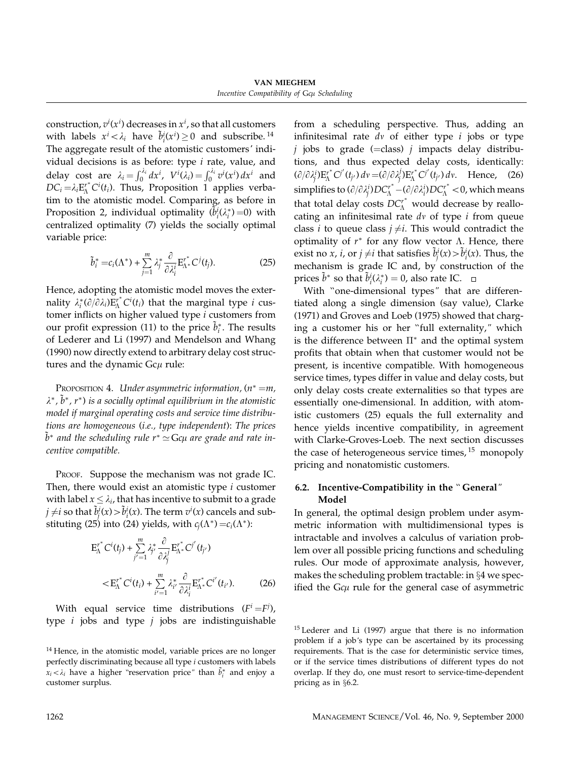construction, $v^i(x^i)$ decreases in $x^i$, so that all customers with labels $x^i < \lambda_i$ have $\tilde{b}_i^i(x^i) \geq 0$ and subscribe.[14] The aggregate result of the atomistic customers' individual decisions is as before: type $i$ rate, value, and delay cost are $\lambda_i = \int_0^{\lambda_i} dx^i$, $V^i(\lambda_i) = \int_0^{\lambda_i} v^i(x^i)\, dx^i$ and $DC_i = \lambda_i \mathrm{E}_\Lambda^{r^*} C^i(t_i)$. Thus, Proposition 1 applies verbatim to the atomistic model. Comparing, as before in Proposition 2, individual optimality ($\tilde{b}_i^i(\lambda_i^*) = 0$) with centralized optimality (7) yields the socially optimal variable price:

$$\tilde{b}_i^* = c_i(\Lambda^*) + \sum_{j=1}^{m} \lambda_j^* \frac{\partial}{\partial \lambda_i^i} \mathrm{E}_{\Lambda^*}^{r^*} C^j(t_j). \tag{25}$$

Hence, adopting the atomistic model moves the externality $\lambda_i^*(\partial/\partial\lambda_i)\mathrm{E}_\Lambda^{r^*} C^i(t_i)$ that the marginal type $i$ customer inflicts on higher valued type $i$ customers from our profit expression (11) to the price $\tilde{b}_i^*$. The results of Lederer and Li (1997) and Mendelson and Whang (1990) now directly extend to arbitrary delay cost structures and the dynamic G$c\mu$ rule:

Proposition 4. *Under asymmetric information, ($n^* = m$, $\lambda^*$, $\tilde{b}^*$, $r^*$) is a socially optimal equilibrium in the atomistic model if marginal operating costs and service time distributions are homogeneous (i.e., type independent): The prices $\tilde{b}^*$ and the scheduling rule $r^* \simeq$ G$c\mu$ are grade and rate incentive compatible.*

Proof. Suppose the mechanism was not grade IC. Then, there would exist an atomistic type $i$ customer with label $x \leq \lambda_i$, that has incentive to submit to a grade $j \neq i$ so that $\tilde{b}_j^i(x) > \tilde{b}_i^i(x)$. The term $v^i(x)$ cancels and substituting (25) into (24) yields, with $c_j(\Lambda^*) = c_i(\Lambda^*)$:

$$\mathrm{E}_\Lambda^{r^*} C^i(t_j) + \sum_{j'=1}^{m} \lambda_{j'}^* \frac{\partial}{\partial \lambda_j^i} \mathrm{E}_{\Lambda^*}^{r^*} C^{j'}(t_{j'})$$

$$< \mathrm{E}_\Lambda^{r^*} C^i(t_i) + \sum_{i'=1}^{m} \lambda_{i'}^* \frac{\partial}{\partial \lambda_i^i} \mathrm{E}_{\Lambda^*}^{r^*} C^{i'}(t_{i'}). \tag{26}$$

With equal service time distributions ($F^i = F^j$), type $i$ jobs and type $j$ jobs are indistinguishable from a scheduling perspective. Thus, adding an infinitesimal rate $dv$ of either type $i$ jobs or type $j$ jobs to grade (=class) $j$ impacts delay distributions, and thus expected delay costs, identically: $(\partial/\partial\lambda_j^i)\mathrm{E}_\Lambda^{r^*} C^{j'}(t_{j'})\, dv = (\partial/\partial\lambda_j^j)\mathrm{E}_\Lambda^{r^*} C^{j'}(t_{j'})\, dv$. Hence, (26) simplifies to $(\partial/\partial\lambda_j^i) DC_\Lambda^{r^*} - (\partial/\partial\lambda_i^i) DC_\Lambda^{r^*} < 0$, which means that total delay costs $DC_\Lambda^{r^*}$ would decrease by reallocating an infinitesimal rate $dv$ of type $i$ from queue class $i$ to queue class $j \neq i$. This would contradict the optimality of $r^*$ for any flow vector $\Lambda$. Hence, there exist no $x$, $i$, or $j \neq i$ that satisfies $\tilde{b}_j^i(x) > \tilde{b}_i^i(x)$. Thus, the mechanism is grade IC and, by construction of the prices $\tilde{b}^*$ so that $\tilde{b}_i^i(\lambda_i^*) = 0$, also rate IC. □

With "one-dimensional types" that are differentiated along a single dimension (say value), Clarke (1971) and Groves and Loeb (1975) showed that charging a customer his or her "full externality," which is the difference between $\Pi^*$ and the optimal system profits that obtain when that customer would not be present, is incentive compatible. With homogeneous service times, types differ in value and delay costs, but only delay costs create externalities so that types are essentially one-dimensional. In addition, with atomistic customers (25) equals the full externality and hence yields incentive compatibility, in agreement with Clarke-Groves-Loeb. The next section discusses the case of heterogeneous service times,[15] monopoly pricing and nonatomistic customers.

### 6.2. Incentive-Compatibility in the "General" Model

In general, the optimal design problem under asymmetric information with multidimensional types is intractable and involves a calculus of variation problem over all possible pricing functions and scheduling rules. Our mode of approximate analysis, however, makes the scheduling problem tractable: in §4 we specified the G$c\mu$ rule for the general case of asymmetric

[14] Hence, in the atomistic model, variable prices are no longer perfectly discriminating because all type $i$ customers with labels $x_i < \lambda_i$ have a higher "reservation price" than $\tilde{b}_i^*$ and enjoy a customer surplus.

[15] Lederer and Li (1997) argue that there is no information problem if a job's type can be ascertained by its processing requirements. That is the case for deterministic service times, or if the service times distributions of different types do not overlap. If they do, one must resort to service-time-dependent pricing as in §6.2.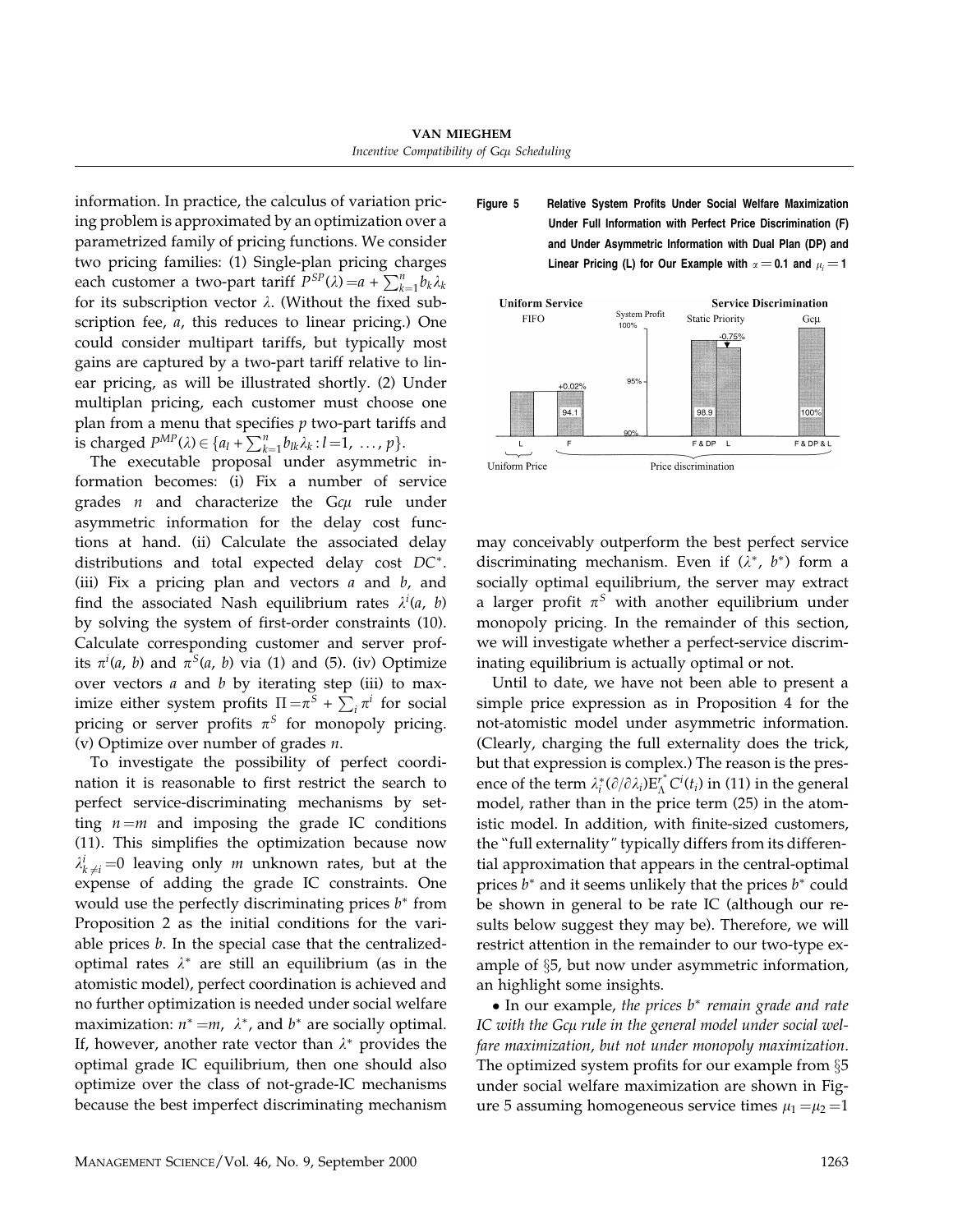information. In practice, the calculus of variation pricing problem is approximated by an optimization over a parametrized family of pricing functions. We consider two pricing families: (1) Single-plan pricing charges each customer a two-part tariff $P^{SP}(\lambda)=a+\sum_{k=1}^{n} b_k\lambda_k$ for its subscription vector $\lambda$. (Without the fixed subscription fee, $a$, this reduces to linear pricing.) One could consider multipart tariffs, but typically most gains are captured by a two-part tariff relative to linear pricing, as will be illustrated shortly. (2) Under multiplan pricing, each customer must choose one plan from a menu that specifies $p$ two-part tariffs and is charged $P^{MP}(\lambda)\in\{a_l+\sum_{k=1}^{n} b_{lk}\lambda_k : l=1, \ldots, p\}$.

The executable proposal under asymmetric information becomes: (i) Fix a number of service grades $n$ and characterize the G$c\mu$ rule under asymmetric information for the delay cost functions at hand. (ii) Calculate the associated delay distributions and total expected delay cost $DC^*$. (iii) Fix a pricing plan and vectors $a$ and $b$, and find the associated Nash equilibrium rates $\lambda^i(a, b)$ by solving the system of first-order constraints (10). Calculate corresponding customer and server profits $\pi^i(a, b)$ and $\pi^S(a, b)$ via (1) and (5). (iv) Optimize over vectors $a$ and $b$ by iterating step (iii) to maximize either system profits $\Pi=\pi^S+\sum_i \pi^i$ for social pricing or server profits $\pi^S$ for monopoly pricing. (v) Optimize over number of grades $n$.

To investigate the possibility of perfect coordination it is reasonable to first restrict the search to perfect service-discriminating mechanisms by setting $n=m$ and imposing the grade IC conditions (11). This simplifies the optimization because now $\lambda^i_{k\neq i}=0$ leaving only $m$ unknown rates, but at the expense of adding the grade IC constraints. One would use the perfectly discriminating prices $b^*$ from Proposition 2 as the initial conditions for the variable prices $b$. In the special case that the centralized-optimal rates $\lambda^*$ are still an equilibrium (as in the atomistic model), perfect coordination is achieved and no further optimization is needed under social welfare maximization: $n^*=m$, $\lambda^*$, and $b^*$ are socially optimal. If, however, another rate vector than $\lambda^*$ provides the optimal grade IC equilibrium, then one should also optimize over the class of not-grade-IC mechanisms because the best imperfect discriminating mechanism may conceivably outperform the best perfect service discriminating mechanism. Even if ($\lambda^*$, $b^*$) form a socially optimal equilibrium, the server may extract a larger profit $\pi^S$ with another equilibrium under monopoly pricing. In the remainder of this section, we will investigate whether a perfect-service discriminating equilibrium is actually optimal or not.

**Figure 5** **Relative System Profits Under Social Welfare Maximization Under Full Information with Perfect Price Discrimination (F) and Under Asymmetric Information with Dual Plan (DP) and Linear Pricing (L) for Our Example with $\alpha=0.1$ and $\mu_i=1$**

Until to date, we have not been able to present a simple price expression as in Proposition 4 for the not-atomistic model under asymmetric information. (Clearly, charging the full externality does the trick, but that expression is complex.) The reason is the presence of the term $\lambda_i^*(\partial/\partial\lambda_i)E_\Lambda^{r^*}C^i(t_i)$ in (11) in the general model, rather than in the price term (25) in the atomistic model. In addition, with finite-sized customers, the "full externality" typically differs from its differential approximation that appears in the central-optimal prices $b^*$ and it seems unlikely that the prices $b^*$ could be shown in general to be rate IC (although our results below suggest they may be). Therefore, we will restrict attention in the remainder to our two-type example of §5, but now under asymmetric information, an highlight some insights.

• In our example, *the prices $b^*$ remain grade and rate IC with the G$c\mu$ rule in the general model under social welfare maximization, but not under monopoly maximization*. The optimized system profits for our example from §5 under social welfare maximization are shown in Figure 5 assuming homogeneous service times $\mu_1=\mu_2=1$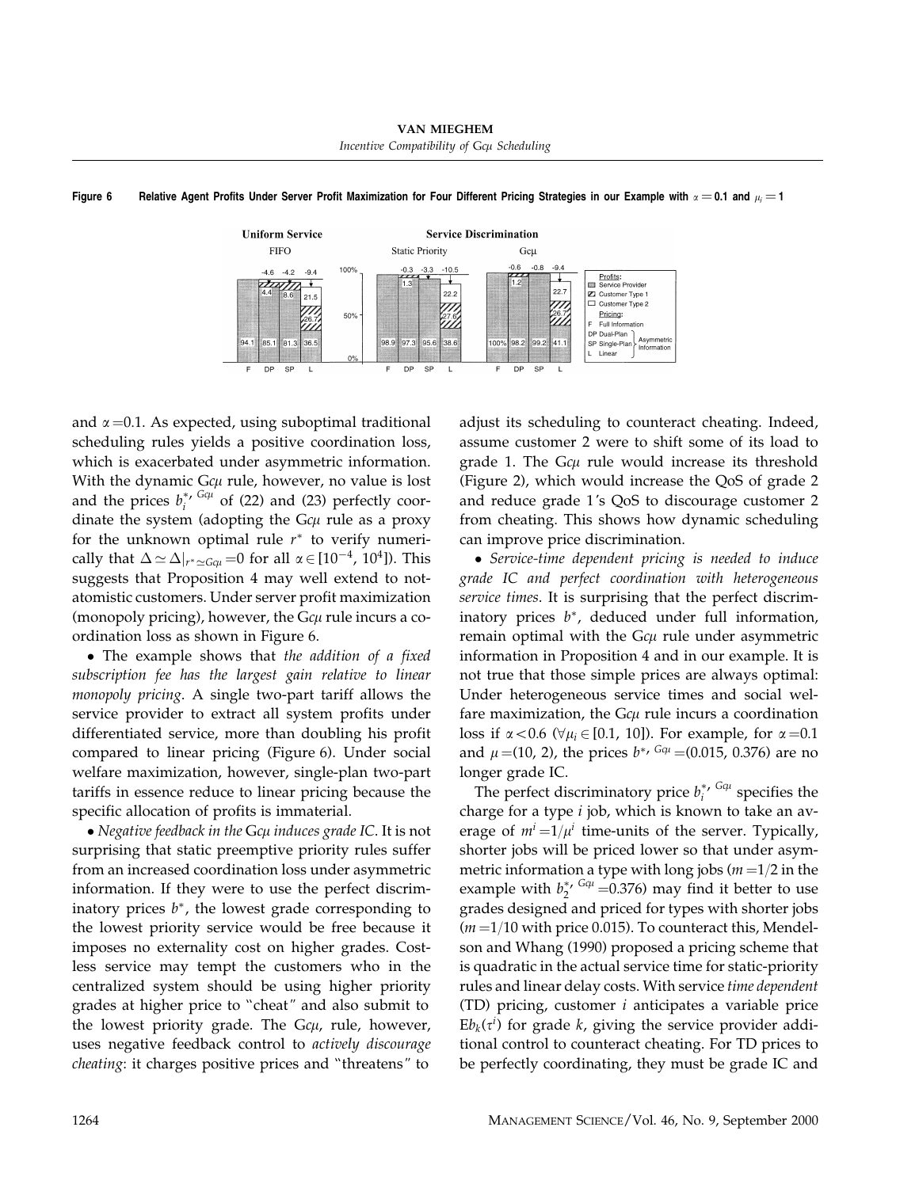**Figure 6 Relative Agent Profits Under Server Profit Maximization for Four Different Pricing Strategies in our Example with $\alpha = 0.1$ and $\mu_i = 1$**

and $\alpha = 0.1$. As expected, using suboptimal traditional scheduling rules yields a positive coordination loss, which is exacerbated under asymmetric information. With the dynamic G$c\mu$ rule, however, no value is lost and the prices $b_i^{*,\,Gc\mu}$ of (22) and (23) perfectly coordinate the system (adopting the G$c\mu$ rule as a proxy for the unknown optimal rule $r^*$ to verify numerically that $\Delta \simeq \Delta|_{r^* \simeq Gc\mu} = 0$ for all $\alpha \in [10^{-4}, 10^4]$). This suggests that Proposition 4 may well extend to not-atomistic customers. Under server profit maximization (monopoly pricing), however, the G$c\mu$ rule incurs a coordination loss as shown in Figure 6.

- The example shows that *the addition of a fixed subscription fee has the largest gain relative to linear monopoly pricing*. A single two-part tariff allows the service provider to extract all system profits under differentiated service, more than doubling his profit compared to linear pricing (Figure 6). Under social welfare maximization, however, single-plan two-part tariffs in essence reduce to linear pricing because the specific allocation of profits is immaterial.

- *Negative feedback in the* G$c\mu$ *induces grade IC*. It is not surprising that static preemptive priority rules suffer from an increased coordination loss under asymmetric information. If they were to use the perfect discriminatory prices $b^*$, the lowest grade corresponding to the lowest priority service would be free because it imposes no externality cost on higher grades. Costless service may tempt the customers who in the centralized system should be using higher priority grades at higher price to "cheat" and also submit to the lowest priority grade. The G$c\mu$, rule, however, uses negative feedback control to *actively discourage cheating*: it charges positive prices and "threatens" to adjust its scheduling to counteract cheating. Indeed, assume customer 2 were to shift some of its load to grade 1. The G$c\mu$ rule would increase its threshold (Figure 2), which would increase the QoS of grade 2 and reduce grade 1's QoS to discourage customer 2 from cheating. This shows how dynamic scheduling can improve price discrimination.

- *Service-time dependent pricing is needed to induce grade IC and perfect coordination with heterogeneous service times*. It is surprising that the perfect discriminatory prices $b^*$, deduced under full information, remain optimal with the G$c\mu$ rule under asymmetric information in Proposition 4 and in our example. It is not true that those simple prices are always optimal: Under heterogeneous service times and social welfare maximization, the G$c\mu$ rule incurs a coordination loss if $\alpha < 0.6$ ($\forall \mu_i \in [0.1, 10]$). For example, for $\alpha = 0.1$ and $\mu = (10, 2)$, the prices $b^{*,\,Gc\mu} = (0.015, 0.376)$ are no longer grade IC.

The perfect discriminatory price $b_i^{*,\,Gc\mu}$ specifies the charge for a type $i$ job, which is known to take an average of $m^i = 1/\mu^i$ time-units of the server. Typically, shorter jobs will be priced lower so that under asymmetric information a type with long jobs ($m = 1/2$ in the example with $b_2^{*,\,Gc\mu} = 0.376$) may find it better to use grades designed and priced for types with shorter jobs ($m = 1/10$ with price 0.015). To counteract this, Mendelson and Whang (1990) proposed a pricing scheme that is quadratic in the actual service time for static-priority rules and linear delay costs. With service *time dependent* (TD) pricing, customer $i$ anticipates a variable price $Eb_k(\tau^i)$ for grade $k$, giving the service provider additional control to counteract cheating. For TD prices to be perfectly coordinating, they must be grade IC and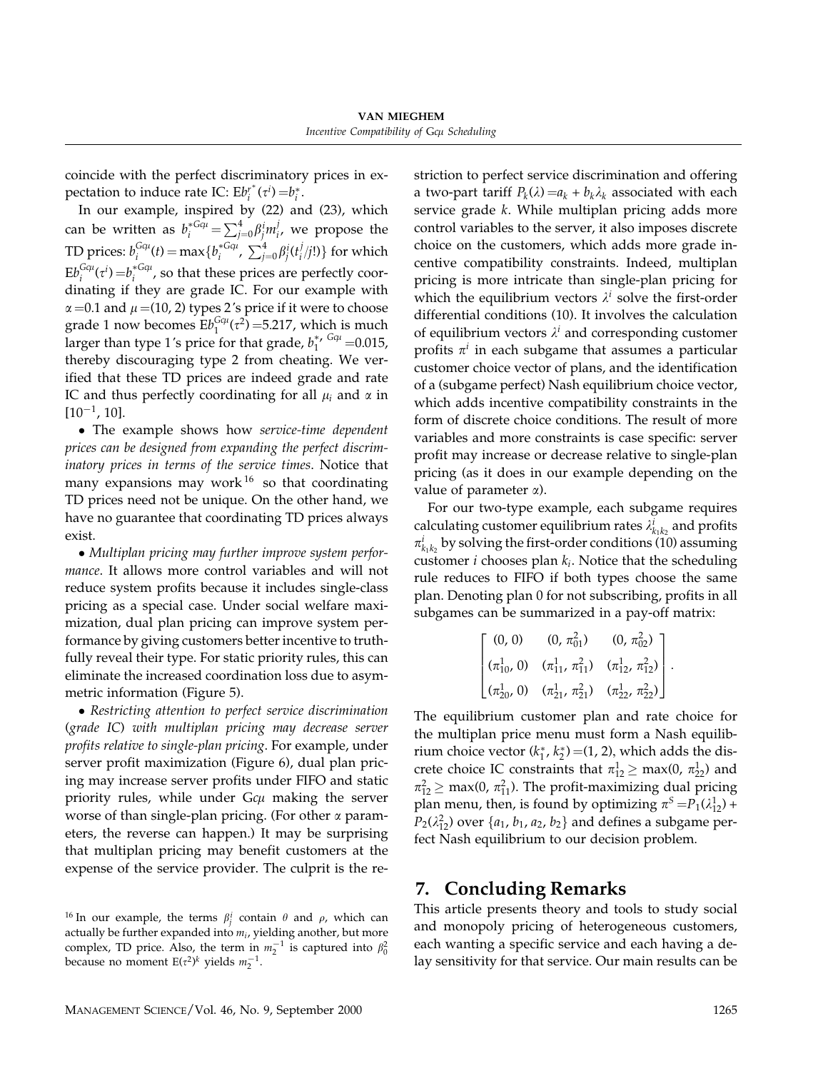coincide with the perfect discriminatory prices in expectation to induce rate IC: $\mathrm{E}b_i^{r^*}(\tau^i) = b_i^*$.

In our example, inspired by (22) and (23), which can be written as $b_i^{*G c\mu} = \sum_{j=0}^{4} \beta_j^i m_i^j$, we propose the TD prices: $b_i^{G c\mu}(t) = \max\{b_i^{*G c\mu}, \sum_{j=0}^{4} \beta_j^i (t_i^j / j!)\}$ for which $\mathrm{E}b_i^{G c\mu}(\tau^i) = b_i^{*G c\mu}$, so that these prices are perfectly coordinating if they are grade IC. For our example with $\alpha = 0.1$ and $\mu = (10, 2)$ types 2's price if it were to choose grade 1 now becomes $\mathrm{E}b_1^{G c\mu}(\tau^2) = 5.217$, which is much larger than type 1's price for that grade, $b_1^{*, G c\mu} = 0.015$, thereby discouraging type 2 from cheating. We verified that these TD prices are indeed grade and rate IC and thus perfectly coordinating for all $\mu_i$ and $\alpha$ in $[10^{-1}, 10]$.

- The example shows how *service-time dependent prices can be designed from expanding the perfect discriminatory prices in terms of the service times*. Notice that many expansions may work[16] so that coordinating TD prices need not be unique. On the other hand, we have no guarantee that coordinating TD prices always exist.

- *Multiplan pricing may further improve system performance*. It allows more control variables and will not reduce system profits because it includes single-class pricing as a special case. Under social welfare maximization, dual plan pricing can improve system performance by giving customers better incentive to truthfully reveal their type. For static priority rules, this can eliminate the increased coordination loss due to asymmetric information (Figure 5).

- *Restricting attention to perfect service discrimination (grade IC) with multiplan pricing may decrease server profits relative to single-plan pricing*. For example, under server profit maximization (Figure 6), dual plan pricing may increase server profits under FIFO and static priority rules, while under G$c\mu$ making the server worse of than single-plan pricing. (For other $\alpha$ parameters, the reverse can happen.) It may be surprising that multiplan pricing may benefit customers at the expense of the service provider. The culprit is the restriction to perfect service discrimination and offering a two-part tariff $P_k(\lambda) = a_k + b_k \lambda_k$ associated with each service grade $k$. While multiplan pricing adds more control variables to the server, it also imposes discrete choice on the customers, which adds more grade incentive compatibility constraints. Indeed, multiplan pricing is more intricate than single-plan pricing for which the equilibrium vectors $\lambda^i$ solve the first-order differential conditions (10). It involves the calculation of equilibrium vectors $\lambda^i$ and corresponding customer profits $\pi^i$ in each subgame that assumes a particular customer choice vector of plans, and the identification of a (subgame perfect) Nash equilibrium choice vector, which adds incentive compatibility constraints in the form of discrete choice conditions. The result of more variables and more constraints is case specific: server profit may increase or decrease relative to single-plan pricing (as it does in our example depending on the value of parameter $\alpha$).

For our two-type example, each subgame requires calculating customer equilibrium rates $\lambda_{k_1 k_2}^i$ and profits $\pi_{k_1 k_2}^i$ by solving the first-order conditions (10) assuming customer $i$ chooses plan $k_i$. Notice that the scheduling rule reduces to FIFO if both types choose the same plan. Denoting plan 0 for not subscribing, profits in all subgames can be summarized in a pay-off matrix:

$$
\begin{bmatrix}
(0, 0) & (0, \pi_{01}^2) & (0, \pi_{02}^2) \\
(\pi_{10}^1, 0) & (\pi_{11}^1, \pi_{11}^2) & (\pi_{12}^1, \pi_{12}^2) \\
(\pi_{20}^1, 0) & (\pi_{21}^1, \pi_{21}^2) & (\pi_{22}^1, \pi_{22}^2)
\end{bmatrix}.
$$

The equilibrium customer plan and rate choice for the multiplan price menu must form a Nash equilibrium choice vector $(k_1^*, k_2^*) = (1, 2)$, which adds the discrete choice IC constraints that $\pi_{12}^1 \geq \max(0, \pi_{22}^1)$ and $\pi_{12}^2 \geq \max(0, \pi_{11}^2)$. The profit-maximizing dual pricing plan menu, then, is found by optimizing $\pi^S = P_1(\lambda_{12}^1) + P_2(\lambda_{12}^2)$ over $\{a_1, b_1, a_2, b_2\}$ and defines a subgame perfect Nash equilibrium to our decision problem.

## 7. Concluding Remarks

This article presents theory and tools to study social and monopoly pricing of heterogeneous customers, each wanting a specific service and each having a delay sensitivity for that service. Our main results can be

---

[16] In our example, the terms $\beta_j^i$ contain $\theta$ and $\rho$, which can actually be further expanded into $m_i$, yielding another, but more complex, TD price. Also, the term in $m_2^{-1}$ is captured into $\beta_0^2$ because no moment $\mathrm{E}(\tau^2)^k$ yields $m_2^{-1}$.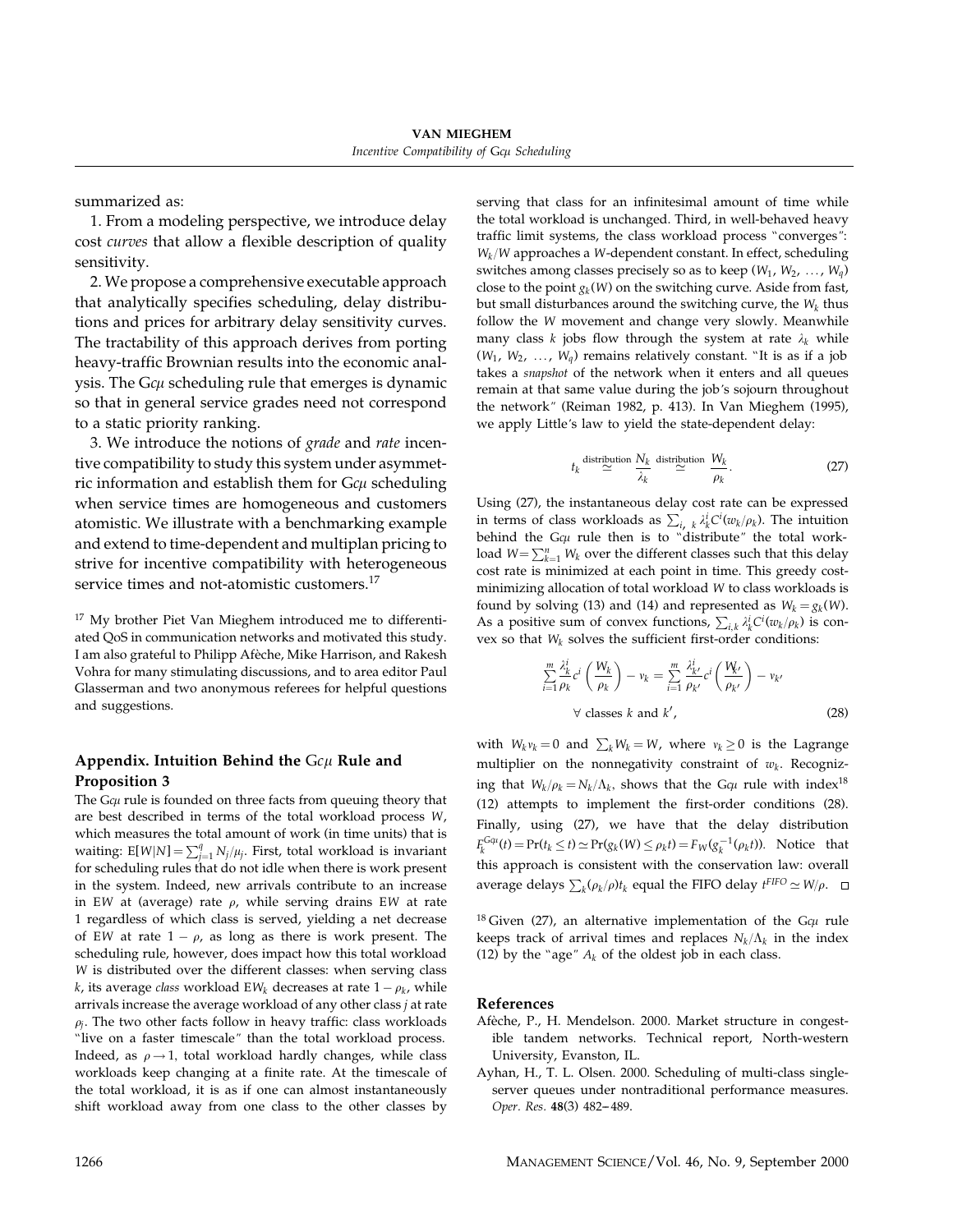summarized as:

1. From a modeling perspective, we introduce delay cost *curves* that allow a flexible description of quality sensitivity.

2. We propose a comprehensive executable approach that analytically specifies scheduling, delay distributions and prices for arbitrary delay sensitivity curves. The tractability of this approach derives from porting heavy-traffic Brownian results into the economic analysis. The G$c\mu$ scheduling rule that emerges is dynamic so that in general service grades need not correspond to a static priority ranking.

3. We introduce the notions of *grade* and *rate* incentive compatibility to study this system under asymmetric information and establish them for G$c\mu$ scheduling when service times are homogeneous and customers atomistic. We illustrate with a benchmarking example and extend to time-dependent and multiplan pricing to strive for incentive compatibility with heterogeneous service times and not-atomistic customers.[17]

[17] My brother Piet Van Mieghem introduced me to differentiated QoS in communication networks and motivated this study. I am also grateful to Philipp Afèche, Mike Harrison, and Rakesh Vohra for many stimulating discussions, and to area editor Paul Glasserman and two anonymous referees for helpful questions and suggestions.

## Appendix. Intuition Behind the G$c\mu$ Rule and Proposition 3

The G$c\mu$ rule is founded on three facts from queuing theory that are best described in terms of the total workload process $W$, which measures the total amount of work (in time units) that is waiting: $\mathrm{E}[W|N] = \sum_{j=1}^{q} N_j/\mu_j$. First, total workload is invariant for scheduling rules that do not idle when there is work present in the system. Indeed, new arrivals contribute to an increase in E$W$ at (average) rate $\rho$, while serving drains E$W$ at rate 1 regardless of which class is served, yielding a net decrease of E$W$ at rate $1-\rho$, as long as there is work present. The scheduling rule, however, does impact how this total workload $W$ is distributed over the different classes: when serving class $k$, its average *class* workload E$W_k$ decreases at rate $1-\rho_k$, while arrivals increase the average workload of any other class $j$ at rate $\rho_j$. The two other facts follow in heavy traffic: class workloads "live on a faster timescale" than the total workload process. Indeed, as $\rho \to 1$, total workload hardly changes, while class workloads keep changing at a finite rate. At the timescale of the total workload, it is as if one can almost instantaneously shift workload away from one class to the other classes by serving that class for an infinitesimal amount of time while the total workload is unchanged. Third, in well-behaved heavy traffic limit systems, the class workload process "converges": $W_k/W$ approaches a $W$-dependent constant. In effect, scheduling switches among classes precisely so as to keep $(W_1, W_2, \ldots, W_q)$ close to the point $g_k(W)$ on the switching curve. Aside from fast, but small disturbances around the switching curve, the $W_k$ thus follow the $W$ movement and change very slowly. Meanwhile many class $k$ jobs flow through the system at rate $\lambda_k$ while $(W_1, W_2, \ldots, W_q)$ remains relatively constant. "It is as if a job takes a *snapshot* of the network when it enters and all queues remain at that same value during the job's sojourn throughout the network" (Reiman 1982, p. 413). In Van Mieghem (1995), we apply Little's law to yield the state-dependent delay:

$$t_k \overset{\text{distribution}}{\simeq} \frac{N_k}{\lambda_k} \overset{\text{distribution}}{\simeq} \frac{W_k}{\rho_k}. \tag{27}$$

Using (27), the instantaneous delay cost rate can be expressed in terms of class workloads as $\sum_{i,\,k} \lambda_k^i C^i(w_k/\rho_k)$. The intuition behind the G$c\mu$ rule then is to "distribute" the total workload $W = \sum_{k=1}^{n} W_k$ over the different classes such that this delay cost rate is minimized at each point in time. This greedy cost-minimizing allocation of total workload $W$ to class workloads is found by solving (13) and (14) and represented as $W_k = g_k(W)$. As a positive sum of convex functions, $\sum_{i,k} \lambda_k^i C^i(w_k/\rho_k)$ is convex so that $W_k$ solves the sufficient first-order conditions:

$$\sum_{i=1}^{m} \frac{\lambda_k^i}{\rho_k} c^i\left(\frac{W_k}{\rho_k}\right) - v_k = \sum_{i=1}^{m} \frac{\lambda_{k'}^i}{\rho_{k'}} c^i\left(\frac{W_{k'}}{\rho_{k'}}\right) - v_{k'}$$
$$\forall \text{ classes } k \text{ and } k', \tag{28}$$

with $W_k v_k = 0$ and $\sum_k W_k = W$, where $v_k \geq 0$ is the Lagrange multiplier on the nonnegativity constraint of $w_k$. Recognizing that $W_k/\rho_k = N_k/\Lambda_k$, shows that the G$c\mu$ rule with index[18] (12) attempts to implement the first-order conditions (28). Finally, using (27), we have that the delay distribution $F_k^{Gc\mu}(t) = \Pr(t_k \leq t) \simeq \Pr(g_k(W) \leq \rho_k t) = F_W(g_k^{-1}(\rho_k t))$. Notice that this approach is consistent with the conservation law: overall average delays $\sum_k (\rho_k/\rho) t_k$ equal the FIFO delay $t^{FIFO} \simeq W/\rho$. □

[18] Given (27), an alternative implementation of the G$c\mu$ rule keeps track of arrival times and replaces $N_k/\Lambda_k$ in the index (12) by the "age" $A_k$ of the oldest job in each class.

## References

Afèche, P., H. Mendelson. 2000. Market structure in congestible tandem networks. Technical report, North-western University, Evanston, IL.

Ayhan, H., T. L. Olsen. 2000. Scheduling of multi-class single-server queues under nontraditional performance measures. *Oper. Res.* **48**(3) 482–489.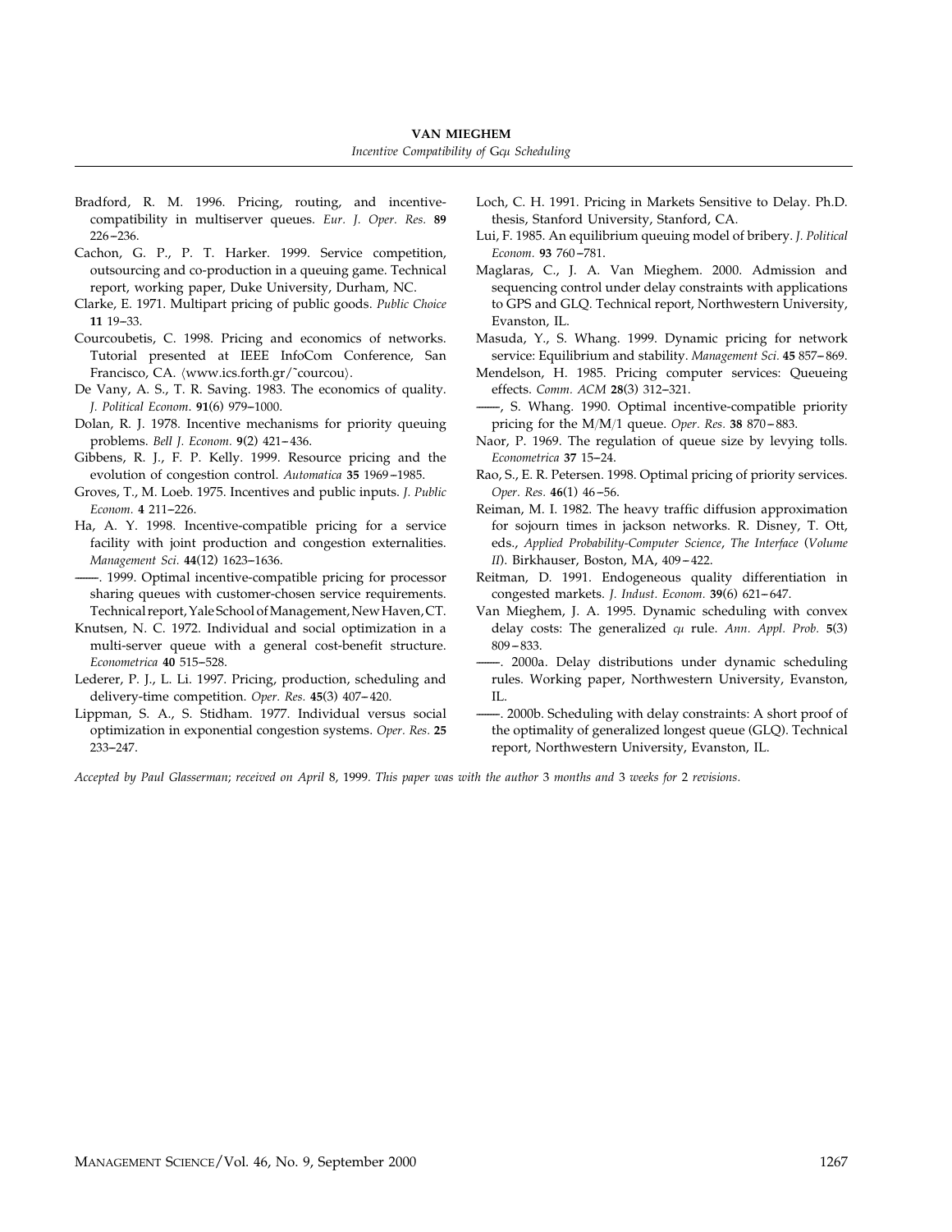Bradford, R. M. 1996. Pricing, routing, and incentive-compatibility in multiserver queues. *Eur. J. Oper. Res.* **89** 226–236.

Cachon, G. P., P. T. Harker. 1999. Service competition, outsourcing and co-production in a queuing game. Technical report, working paper, Duke University, Durham, NC.

Clarke, E. 1971. Multipart pricing of public goods. *Public Choice* **11** 19–33.

Courcoubetis, C. 1998. Pricing and economics of networks. Tutorial presented at IEEE InfoCom Conference, San Francisco, CA. ⟨www.ics.forth.gr/˜courcou⟩.

De Vany, A. S., T. R. Saving. 1983. The economics of quality. *J. Political Econom.* **91**(6) 979–1000.

Dolan, R. J. 1978. Incentive mechanisms for priority queuing problems. *Bell J. Econom.* **9**(2) 421–436.

Gibbens, R. J., F. P. Kelly. 1999. Resource pricing and the evolution of congestion control. *Automatica* **35** 1969–1985.

Groves, T., M. Loeb. 1975. Incentives and public inputs. *J. Public Econom.* **4** 211–226.

Ha, A. Y. 1998. Incentive-compatible pricing for a service facility with joint production and congestion externalities. *Management Sci.* **44**(12) 1623–1636.

——. 1999. Optimal incentive-compatible pricing for processor sharing queues with customer-chosen service requirements. Technical report, Yale School of Management, New Haven, CT.

Knutsen, N. C. 1972. Individual and social optimization in a multi-server queue with a general cost-benefit structure. *Econometrica* **40** 515–528.

Lederer, P. J., L. Li. 1997. Pricing, production, scheduling and delivery-time competition. *Oper. Res.* **45**(3) 407–420.

Lippman, S. A., S. Stidham. 1977. Individual versus social optimization in exponential congestion systems. *Oper. Res.* **25** 233–247.

Loch, C. H. 1991. Pricing in Markets Sensitive to Delay. Ph.D. thesis, Stanford University, Stanford, CA.

Lui, F. 1985. An equilibrium queuing model of bribery. *J. Political Econom.* **93** 760–781.

Maglaras, C., J. A. Van Mieghem. 2000. Admission and sequencing control under delay constraints with applications to GPS and GLQ. Technical report, Northwestern University, Evanston, IL.

Masuda, Y., S. Whang. 1999. Dynamic pricing for network service: Equilibrium and stability. *Management Sci.* **45** 857–869.

Mendelson, H. 1985. Pricing computer services: Queueing effects. *Comm. ACM* **28**(3) 312–321.

——, S. Whang. 1990. Optimal incentive-compatible priority pricing for the M/M/1 queue. *Oper. Res.* **38** 870–883.

Naor, P. 1969. The regulation of queue size by levying tolls. *Econometrica* **37** 15–24.

Rao, S., E. R. Petersen. 1998. Optimal pricing of priority services. *Oper. Res.* **46**(1) 46–56.

Reiman, M. I. 1982. The heavy traffic diffusion approximation for sojourn times in jackson networks. R. Disney, T. Ott, eds., *Applied Probability-Computer Science*, *The Interface* (*Volume II*). Birkhauser, Boston, MA, 409–422.

Reitman, D. 1991. Endogeneous quality differentiation in congested markets. *J. Indust. Econom.* **39**(6) 621–647.

Van Mieghem, J. A. 1995. Dynamic scheduling with convex delay costs: The generalized $c\mu$ rule. *Ann. Appl. Prob.* **5**(3) 809–833.

——. 2000a. Delay distributions under dynamic scheduling rules. Working paper, Northwestern University, Evanston, IL.

——. 2000b. Scheduling with delay constraints: A short proof of the optimality of generalized longest queue (GLQ). Technical report, Northwestern University, Evanston, IL.

*Accepted by Paul Glasserman; received on April 8, 1999. This paper was with the author 3 months and 3 weeks for 2 revisions.*